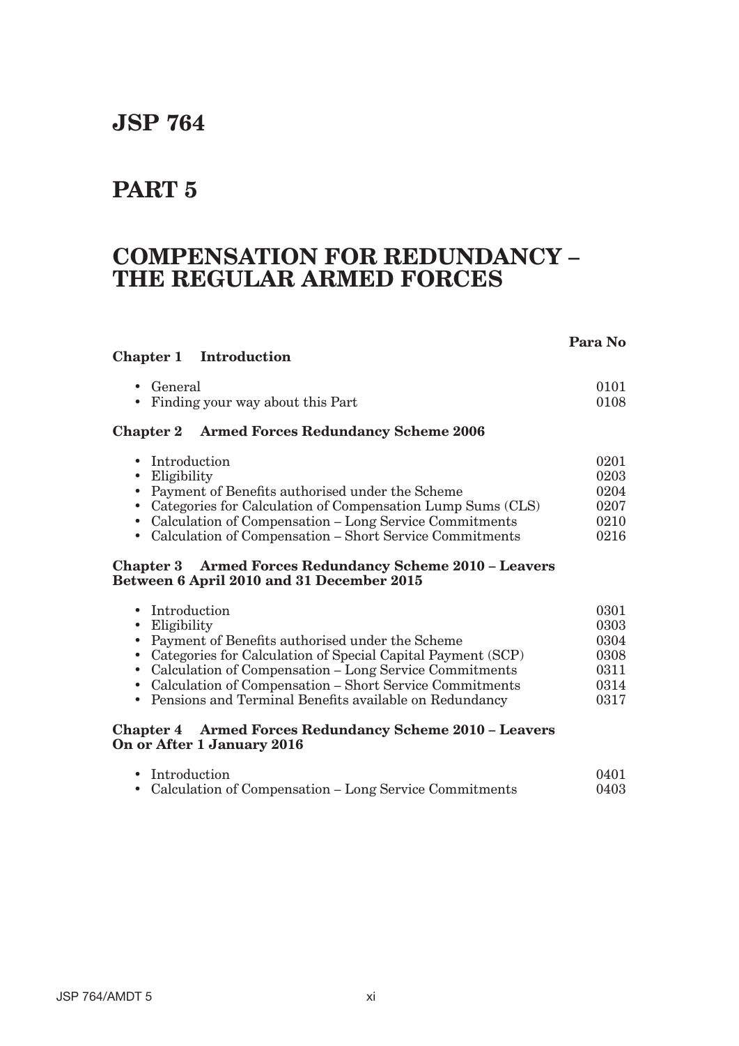# JSP 764

# PART 5

# COMPENSATION FOR REDUNDANCY – THE REGULAR ARMED FORCES

| | Para No |
|---|---|
| **Chapter 1 Introduction** | |
| • General | 0101 |
| • Finding your way about this Part | 0108 |
| **Chapter 2 Armed Forces Redundancy Scheme 2006** | |
| • Introduction | 0201 |
| • Eligibility | 0203 |
| • Payment of Benefits authorised under the Scheme | 0204 |
| • Categories for Calculation of Compensation Lump Sums (CLS) | 0207 |
| • Calculation of Compensation – Long Service Commitments | 0210 |
| • Calculation of Compensation – Short Service Commitments | 0216 |
| **Chapter 3 Armed Forces Redundancy Scheme 2010 – Leavers Between 6 April 2010 and 31 December 2015** | |
| • Introduction | 0301 |
| • Eligibility | 0303 |
| • Payment of Benefits authorised under the Scheme | 0304 |
| • Categories for Calculation of Special Capital Payment (SCP) | 0308 |
| • Calculation of Compensation – Long Service Commitments | 0311 |
| • Calculation of Compensation – Short Service Commitments | 0314 |
| • Pensions and Terminal Benefits available on Redundancy | 0317 |
| **Chapter 4 Armed Forces Redundancy Scheme 2010 – Leavers On or After 1 January 2016** | |
| • Introduction | 0401 |
| • Calculation of Compensation – Long Service Commitments | 0403 |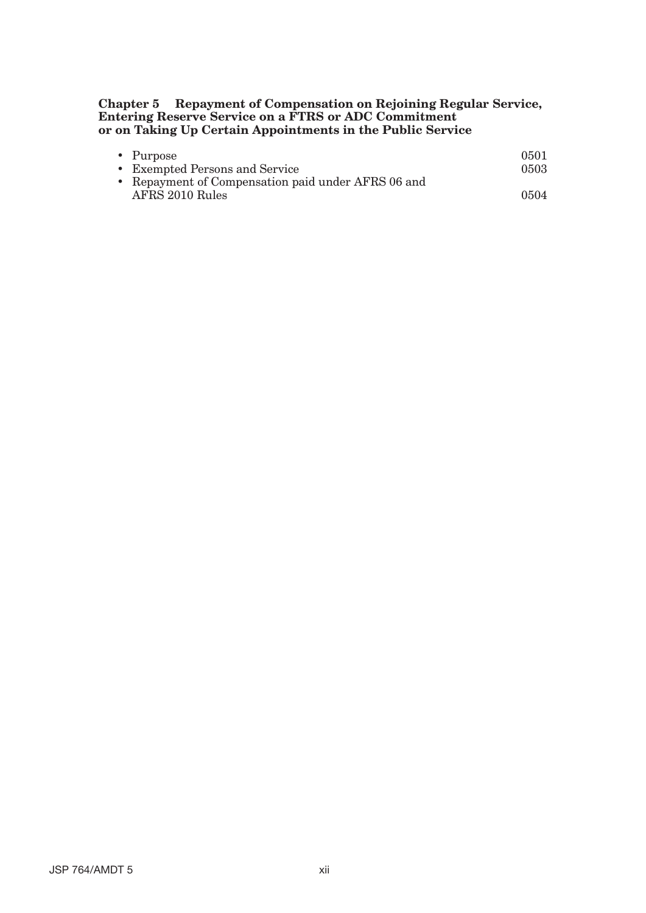**Chapter 5 Repayment of Compensation on Rejoining Regular Service, Entering Reserve Service on a FTRS or ADC Commitment or on Taking Up Certain Appointments in the Public Service**

| | |
|---|---|
| • Purpose | 0501 |
| • Exempted Persons and Service | 0503 |
| • Repayment of Compensation paid under AFRS 06 and AFRS 2010 Rules | 0504 |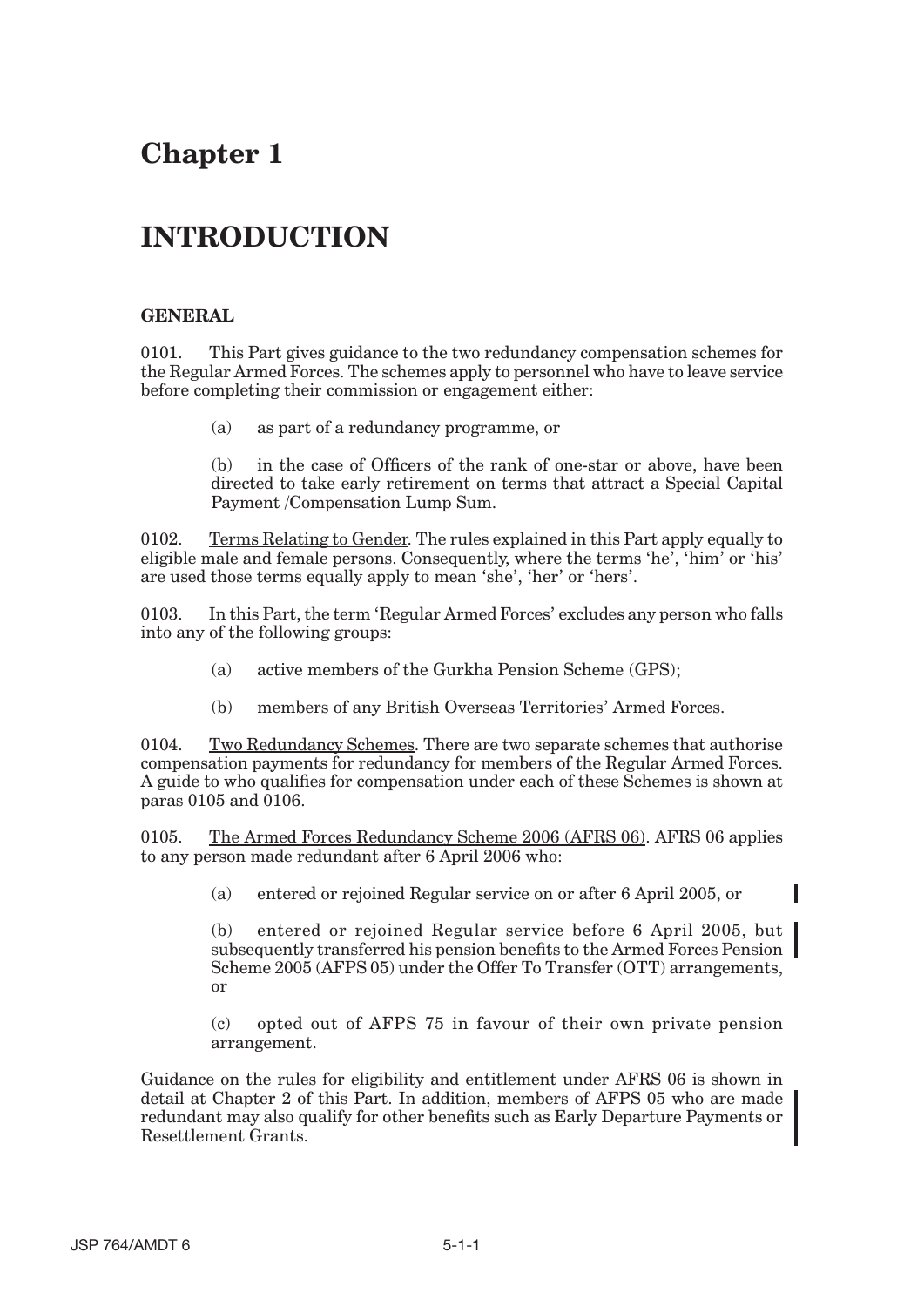# Chapter 1

# INTRODUCTION

### GENERAL

0101. This Part gives guidance to the two redundancy compensation schemes for the Regular Armed Forces. The schemes apply to personnel who have to leave service before completing their commission or engagement either:

(a) as part of a redundancy programme, or

(b) in the case of Officers of the rank of one-star or above, have been directed to take early retirement on terms that attract a Special Capital Payment /Compensation Lump Sum.

0102. Terms Relating to Gender. The rules explained in this Part apply equally to eligible male and female persons. Consequently, where the terms 'he', 'him' or 'his' are used those terms equally apply to mean 'she', 'her' or 'hers'.

0103. In this Part, the term 'Regular Armed Forces' excludes any person who falls into any of the following groups:

(a) active members of the Gurkha Pension Scheme (GPS);

(b) members of any British Overseas Territories' Armed Forces.

0104. Two Redundancy Schemes. There are two separate schemes that authorise compensation payments for redundancy for members of the Regular Armed Forces. A guide to who qualifies for compensation under each of these Schemes is shown at paras 0105 and 0106.

0105. The Armed Forces Redundancy Scheme 2006 (AFRS 06). AFRS 06 applies to any person made redundant after 6 April 2006 who:

(a) entered or rejoined Regular service on or after 6 April 2005, or

(b) entered or rejoined Regular service before 6 April 2005, but subsequently transferred his pension benefits to the Armed Forces Pension Scheme 2005 (AFPS 05) under the Offer To Transfer (OTT) arrangements, or

(c) opted out of AFPS 75 in favour of their own private pension arrangement.

Guidance on the rules for eligibility and entitlement under AFRS 06 is shown in detail at Chapter 2 of this Part. In addition, members of AFPS 05 who are made redundant may also qualify for other benefits such as Early Departure Payments or Resettlement Grants.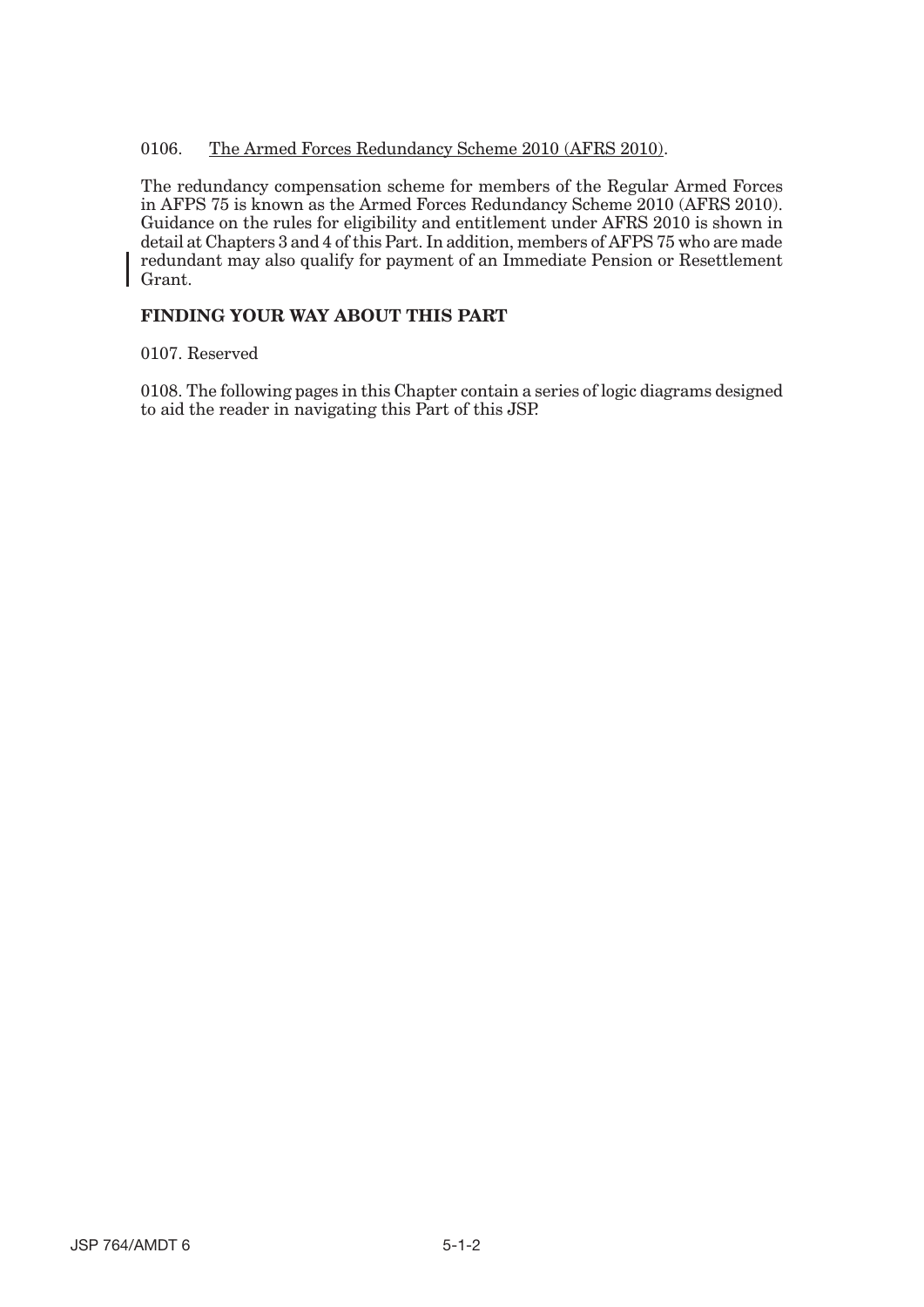0106. The Armed Forces Redundancy Scheme 2010 (AFRS 2010).

The redundancy compensation scheme for members of the Regular Armed Forces in AFPS 75 is known as the Armed Forces Redundancy Scheme 2010 (AFRS 2010). Guidance on the rules for eligibility and entitlement under AFRS 2010 is shown in detail at Chapters 3 and 4 of this Part. In addition, members of AFPS 75 who are made redundant may also qualify for payment of an Immediate Pension or Resettlement Grant.

**FINDING YOUR WAY ABOUT THIS PART**

0107. Reserved

0108. The following pages in this Chapter contain a series of logic diagrams designed to aid the reader in navigating this Part of this JSP.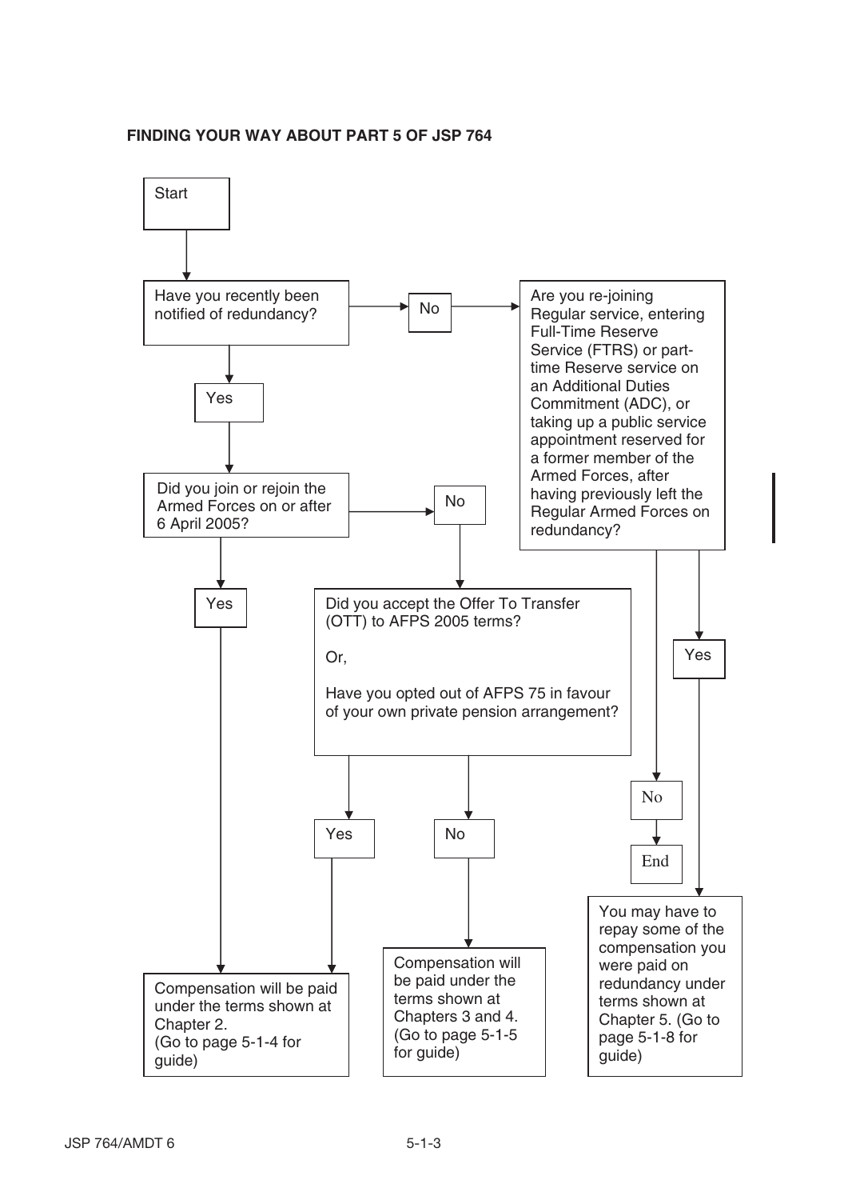**FINDING YOUR WAY ABOUT PART 5 OF JSP 764**

Start

Have you recently been notified of redundancy?

- **Yes** → Did you join or rejoin the Armed Forces on or after 6 April 2005?
  - **Yes** → Compensation will be paid under the terms shown at Chapter 2. (Go to page 5-1-4 for guide)
  - **No** → Did you accept the Offer To Transfer (OTT) to AFPS 2005 terms?

    Or,

    Have you opted out of AFPS 75 in favour of your own private pension arrangement?
    - **Yes** → Compensation will be paid under the terms shown at Chapter 2. (Go to page 5-1-4 for guide)
    - **No** → Compensation will be paid under the terms shown at Chapters 3 and 4. (Go to page 5-1-5 for guide)
- **No** → Are you re-joining Regular service, entering Full-Time Reserve Service (FTRS) or part-time Reserve service on an Additional Duties Commitment (ADC), or taking up a public service appointment reserved for a former member of the Armed Forces, after having previously left the Regular Armed Forces on redundancy?
  - **Yes** → You may have to repay some of the compensation you were paid on redundancy under terms shown at Chapter 5. (Go to page 5-1-8 for guide)
  - **No** → End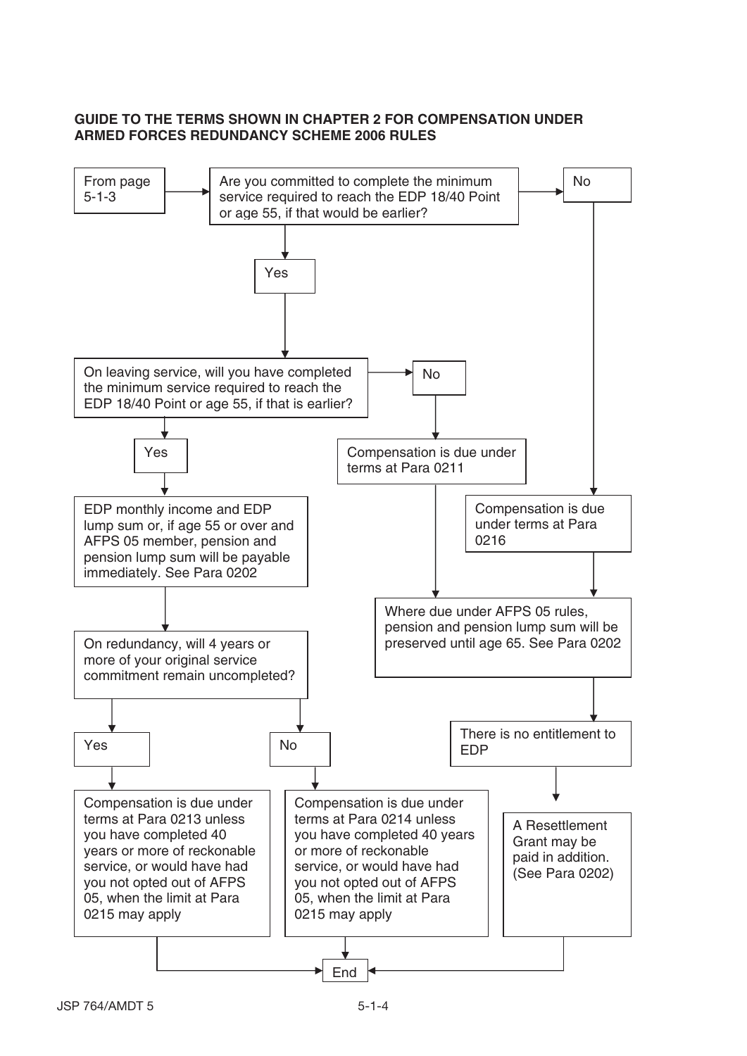**GUIDE TO THE TERMS SHOWN IN CHAPTER 2 FOR COMPENSATION UNDER ARMED FORCES REDUNDANCY SCHEME 2006 RULES**

From page 5-1-3

Are you committed to complete the minimum service required to reach the EDP 18/40 Point or age 55, if that would be earlier?

- **No** → Compensation is due under terms at Para 0216 → Where due under AFPS 05 rules, pension and pension lump sum will be preserved until age 65. See Para 0202 → There is no entitlement to EDP → A Resettlement Grant may be paid in addition. (See Para 0202) → End
- **Yes** → On leaving service, will you have completed the minimum service required to reach the EDP 18/40 Point or age 55, if that is earlier?
  - **No** → Compensation is due under terms at Para 0211 → Where due under AFPS 05 rules, pension and pension lump sum will be preserved until age 65. See Para 0202 → There is no entitlement to EDP → A Resettlement Grant may be paid in addition. (See Para 0202) → End
  - **Yes** → EDP monthly income and EDP lump sum or, if age 55 or over and AFPS 05 member, pension and pension lump sum will be payable immediately. See Para 0202 → On redundancy, will 4 years or more of your original service commitment remain uncompleted?
    - **Yes** → Compensation is due under terms at Para 0213 unless you have completed 40 years or more of reckonable service, or would have had you not opted out of AFPS 05, when the limit at Para 0215 may apply → End
    - **No** → Compensation is due under terms at Para 0214 unless you have completed 40 years or more of reckonable service, or would have had you not opted out of AFPS 05, when the limit at Para 0215 may apply → End

JSP 764/AMDT 5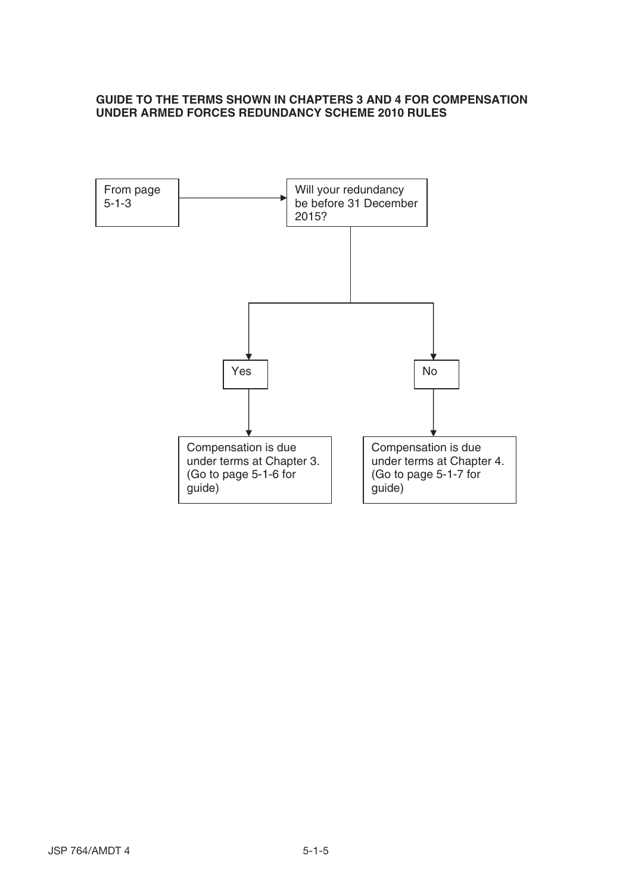**GUIDE TO THE TERMS SHOWN IN CHAPTERS 3 AND 4 FOR COMPENSATION UNDER ARMED FORCES REDUNDANCY SCHEME 2010 RULES**

From page 5-1-3 → Will your redundancy be before 31 December 2015?

- **Yes** → Compensation is due under terms at Chapter 3. (Go to page 5-1-6 for guide)
- **No** → Compensation is due under terms at Chapter 4. (Go to page 5-1-7 for guide)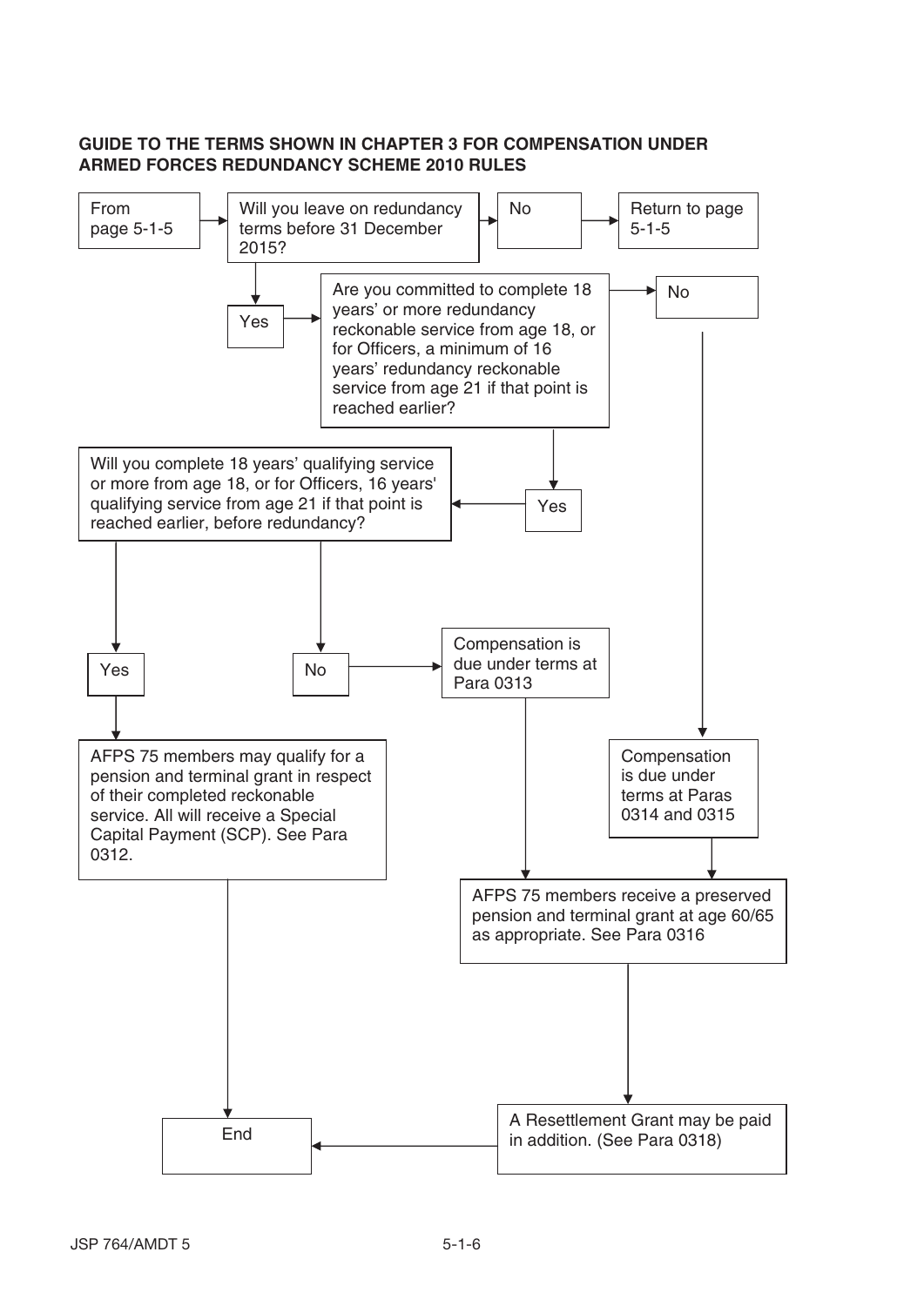**GUIDE TO THE TERMS SHOWN IN CHAPTER 3 FOR COMPENSATION UNDER ARMED FORCES REDUNDANCY SCHEME 2010 RULES**

From page 5-1-5

Will you leave on redundancy terms before 31 December 2015?

- **No** → Return to page 5-1-5
- **Yes** → Are you committed to complete 18 years' or more redundancy reckonable service from age 18, or for Officers, a minimum of 16 years' redundancy reckonable service from age 21 if that point is reached earlier?
  - **No** → Compensation is due under terms at Paras 0314 and 0315 → AFPS 75 members receive a preserved pension and terminal grant at age 60/65 as appropriate. See Para 0316 → A Resettlement Grant may be paid in addition. (See Para 0318) → End
  - **Yes** → Will you complete 18 years' qualifying service or more from age 18, or for Officers, 16 years' qualifying service from age 21 if that point is reached earlier, before redundancy?
    - **Yes** → AFPS 75 members may qualify for a pension and terminal grant in respect of their completed reckonable service. All will receive a Special Capital Payment (SCP). See Para 0312. → End
    - **No** → Compensation is due under terms at Para 0313 → AFPS 75 members receive a preserved pension and terminal grant at age 60/65 as appropriate. See Para 0316 → A Resettlement Grant may be paid in addition. (See Para 0318) → End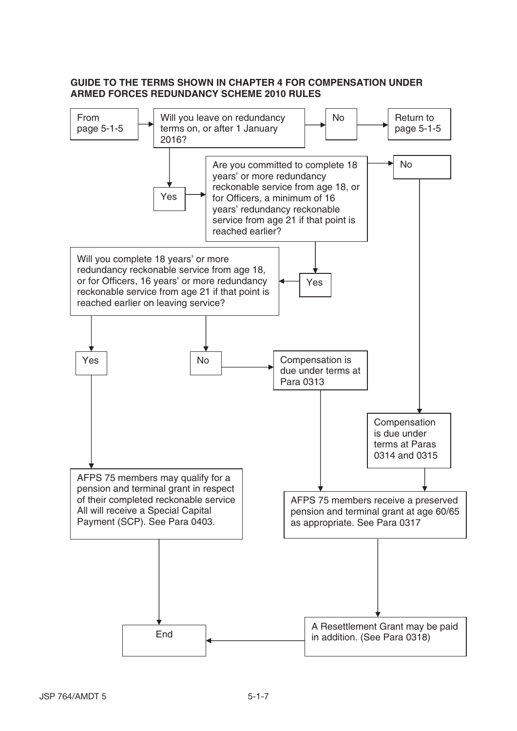**GUIDE TO THE TERMS SHOWN IN CHAPTER 4 FOR COMPENSATION UNDER ARMED FORCES REDUNDANCY SCHEME 2010 RULES**

From page 5-1-5

Will you leave on redundancy terms on, or after 1 January 2016?

- No → Return to page 5-1-5
- Yes → Are you committed to complete 18 years' or more redundancy reckonable service from age 18, or for Officers, a minimum of 16 years' redundancy reckonable service from age 21 if that point is reached earlier?
  - No → Compensation is due under terms at Paras 0314 and 0315 → AFPS 75 members receive a preserved pension and terminal grant at age 60/65 as appropriate. See Para 0317 → A Resettlement Grant may be paid in addition. (See Para 0318) → End
  - Yes → Will you complete 18 years' or more redundancy reckonable service from age 18, or for Officers, 16 years' or more redundancy reckonable service from age 21 if that point is reached earlier on leaving service?
    - Yes → AFPS 75 members may qualify for a pension and terminal grant in respect of their completed reckonable service All will receive a Special Capital Payment (SCP). See Para 0403. → End
    - No → Compensation is due under terms at Para 0313 → AFPS 75 members receive a preserved pension and terminal grant at age 60/65 as appropriate. See Para 0317 → A Resettlement Grant may be paid in addition. (See Para 0318) → End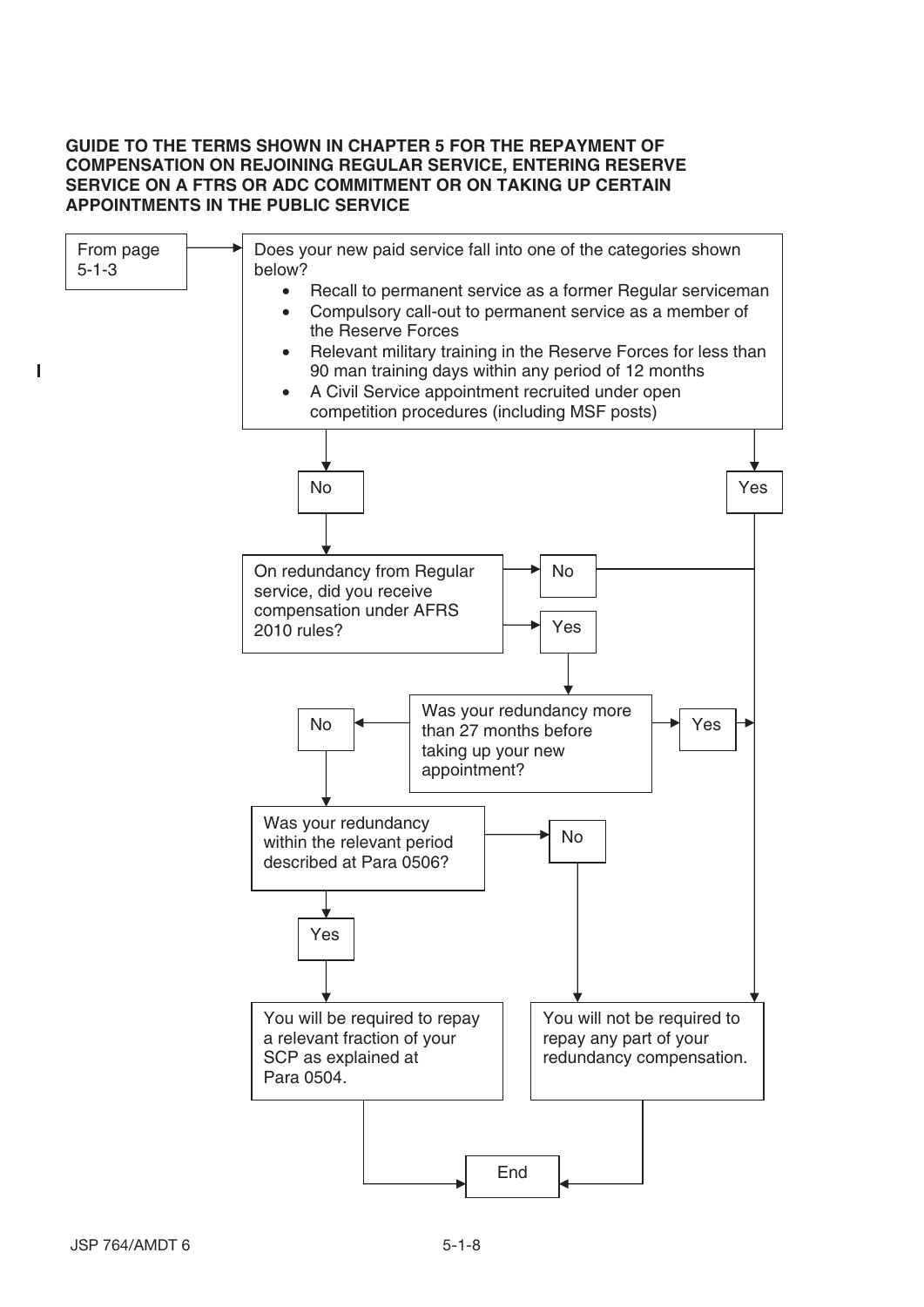**GUIDE TO THE TERMS SHOWN IN CHAPTER 5 FOR THE REPAYMENT OF COMPENSATION ON REJOINING REGULAR SERVICE, ENTERING RESERVE SERVICE ON A FTRS OR ADC COMMITMENT OR ON TAKING UP CERTAIN APPOINTMENTS IN THE PUBLIC SERVICE**

From page 5-1-3

Does your new paid service fall into one of the categories shown below?

- Recall to permanent service as a former Regular serviceman
- Compulsory call-out to permanent service as a member of the Reserve Forces
- Relevant military training in the Reserve Forces for less than 90 man training days within any period of 12 months
- A Civil Service appointment recruited under open competition procedures (including MSF posts)

Yes → You will not be required to repay any part of your redundancy compensation.

No → On redundancy from Regular service, did you receive compensation under AFRS 2010 rules?

- No → You will not be required to repay any part of your redundancy compensation.
- Yes → Was your redundancy more than 27 months before taking up your new appointment?
  - Yes → You will not be required to repay any part of your redundancy compensation.
  - No → Was your redundancy within the relevant period described at Para 0506?
    - No → You will not be required to repay any part of your redundancy compensation.
    - Yes → You will be required to repay a relevant fraction of your SCP as explained at Para 0504.

End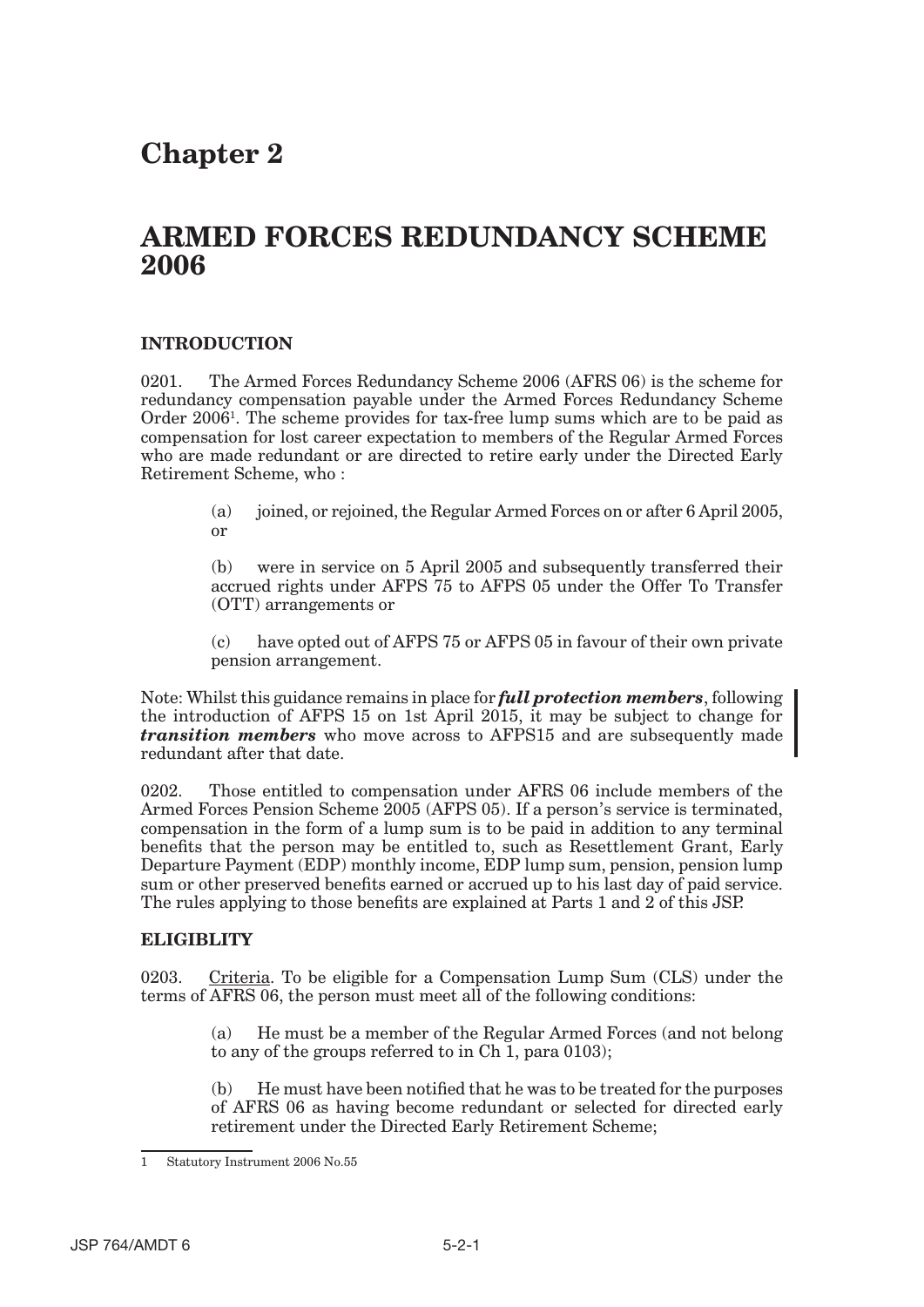# Chapter 2

# ARMED FORCES REDUNDANCY SCHEME 2006

### INTRODUCTION

0201. The Armed Forces Redundancy Scheme 2006 (AFRS 06) is the scheme for redundancy compensation payable under the Armed Forces Redundancy Scheme Order 2006[1]. The scheme provides for tax-free lump sums which are to be paid as compensation for lost career expectation to members of the Regular Armed Forces who are made redundant or are directed to retire early under the Directed Early Retirement Scheme, who :

> (a) joined, or rejoined, the Regular Armed Forces on or after 6 April 2005, or
>
> (b) were in service on 5 April 2005 and subsequently transferred their accrued rights under AFPS 75 to AFPS 05 under the Offer To Transfer (OTT) arrangements or
>
> (c) have opted out of AFPS 75 or AFPS 05 in favour of their own private pension arrangement.

Note: Whilst this guidance remains in place for ***full protection members***, following the introduction of AFPS 15 on 1st April 2015, it may be subject to change for ***transition members*** who move across to AFPS15 and are subsequently made redundant after that date.

0202. Those entitled to compensation under AFRS 06 include members of the Armed Forces Pension Scheme 2005 (AFPS 05). If a person's service is terminated, compensation in the form of a lump sum is to be paid in addition to any terminal benefits that the person may be entitled to, such as Resettlement Grant, Early Departure Payment (EDP) monthly income, EDP lump sum, pension, pension lump sum or other preserved benefits earned or accrued up to his last day of paid service. The rules applying to those benefits are explained at Parts 1 and 2 of this JSP.

### ELIGIBLITY

0203. Criteria. To be eligible for a Compensation Lump Sum (CLS) under the terms of AFRS 06, the person must meet all of the following conditions:

> (a) He must be a member of the Regular Armed Forces (and not belong to any of the groups referred to in Ch 1, para 0103);
>
> (b) He must have been notified that he was to be treated for the purposes of AFRS 06 as having become redundant or selected for directed early retirement under the Directed Early Retirement Scheme;

---

[1] Statutory Instrument 2006 No.55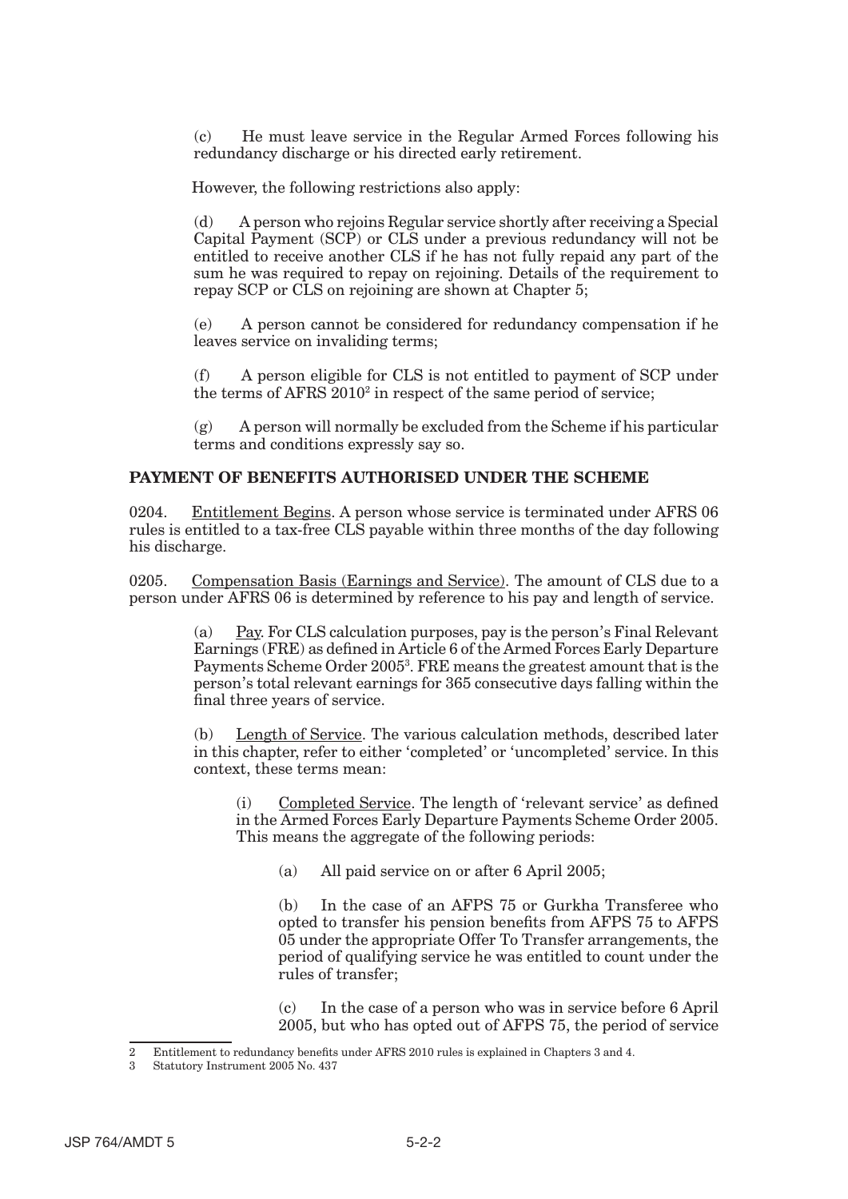(c) He must leave service in the Regular Armed Forces following his redundancy discharge or his directed early retirement.

However, the following restrictions also apply:

(d) A person who rejoins Regular service shortly after receiving a Special Capital Payment (SCP) or CLS under a previous redundancy will not be entitled to receive another CLS if he has not fully repaid any part of the sum he was required to repay on rejoining. Details of the requirement to repay SCP or CLS on rejoining are shown at Chapter 5;

(e) A person cannot be considered for redundancy compensation if he leaves service on invaliding terms;

(f) A person eligible for CLS is not entitled to payment of SCP under the terms of AFRS 2010[2] in respect of the same period of service;

(g) A person will normally be excluded from the Scheme if his particular terms and conditions expressly say so.

## PAYMENT OF BENEFITS AUTHORISED UNDER THE SCHEME

0204. Entitlement Begins. A person whose service is terminated under AFRS 06 rules is entitled to a tax-free CLS payable within three months of the day following his discharge.

0205. Compensation Basis (Earnings and Service). The amount of CLS due to a person under AFRS 06 is determined by reference to his pay and length of service.

(a) Pay. For CLS calculation purposes, pay is the person's Final Relevant Earnings (FRE) as defined in Article 6 of the Armed Forces Early Departure Payments Scheme Order 2005[3]. FRE means the greatest amount that is the person's total relevant earnings for 365 consecutive days falling within the final three years of service.

(b) Length of Service. The various calculation methods, described later in this chapter, refer to either 'completed' or 'uncompleted' service. In this context, these terms mean:

(i) Completed Service. The length of 'relevant service' as defined in the Armed Forces Early Departure Payments Scheme Order 2005. This means the aggregate of the following periods:

(a) All paid service on or after 6 April 2005;

(b) In the case of an AFPS 75 or Gurkha Transferee who opted to transfer his pension benefits from AFPS 75 to AFPS 05 under the appropriate Offer To Transfer arrangements, the period of qualifying service he was entitled to count under the rules of transfer;

(c) In the case of a person who was in service before 6 April 2005, but who has opted out of AFPS 75, the period of service

---

2 Entitlement to redundancy benefits under AFRS 2010 rules is explained in Chapters 3 and 4.

3 Statutory Instrument 2005 No. 437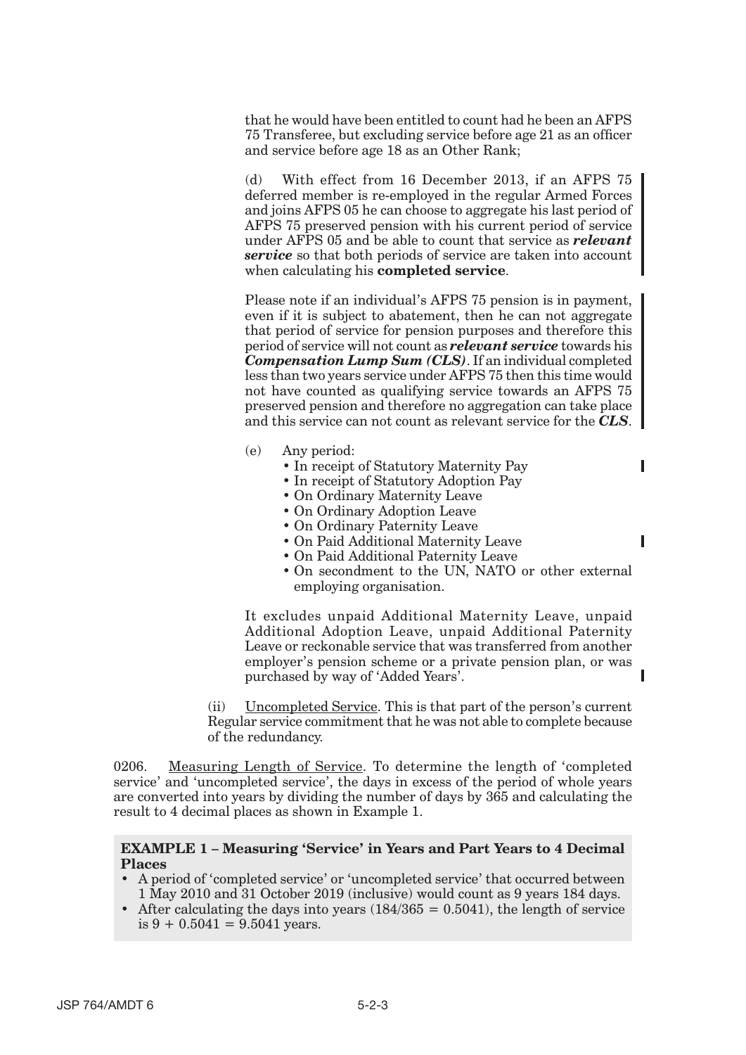that he would have been entitled to count had he been an AFPS 75 Transferee, but excluding service before age 21 as an officer and service before age 18 as an Other Rank;

(d) With effect from 16 December 2013, if an AFPS 75 deferred member is re-employed in the regular Armed Forces and joins AFPS 05 he can choose to aggregate his last period of AFPS 75 preserved pension with his current period of service under AFPS 05 and be able to count that service as ***relevant service*** so that both periods of service are taken into account when calculating his **completed service**.

Please note if an individual's AFPS 75 pension is in payment, even if it is subject to abatement, then he can not aggregate that period of service for pension purposes and therefore this period of service will not count as ***relevant service*** towards his ***Compensation Lump Sum (CLS)***. If an individual completed less than two years service under AFPS 75 then this time would not have counted as qualifying service towards an AFPS 75 preserved pension and therefore no aggregation can take place and this service can not count as relevant service for the ***CLS***.

(e) Any period:

- In receipt of Statutory Maternity Pay
- In receipt of Statutory Adoption Pay
- On Ordinary Maternity Leave
- On Ordinary Adoption Leave
- On Ordinary Paternity Leave
- On Paid Additional Maternity Leave
- On Paid Additional Paternity Leave
- On secondment to the UN, NATO or other external employing organisation.

It excludes unpaid Additional Maternity Leave, unpaid Additional Adoption Leave, unpaid Additional Paternity Leave or reckonable service that was transferred from another employer's pension scheme or a private pension plan, or was purchased by way of 'Added Years'.

(ii) Uncompleted Service. This is that part of the person's current Regular service commitment that he was not able to complete because of the redundancy.

0206. Measuring Length of Service. To determine the length of 'completed service' and 'uncompleted service', the days in excess of the period of whole years are converted into years by dividing the number of days by 365 and calculating the result to 4 decimal places as shown in Example 1.

**EXAMPLE 1 – Measuring 'Service' in Years and Part Years to 4 Decimal Places**

- A period of 'completed service' or 'uncompleted service' that occurred between 1 May 2010 and 31 October 2019 (inclusive) would count as 9 years 184 days.
- After calculating the days into years (184/365 = 0.5041), the length of service is 9 + 0.5041 = 9.5041 years.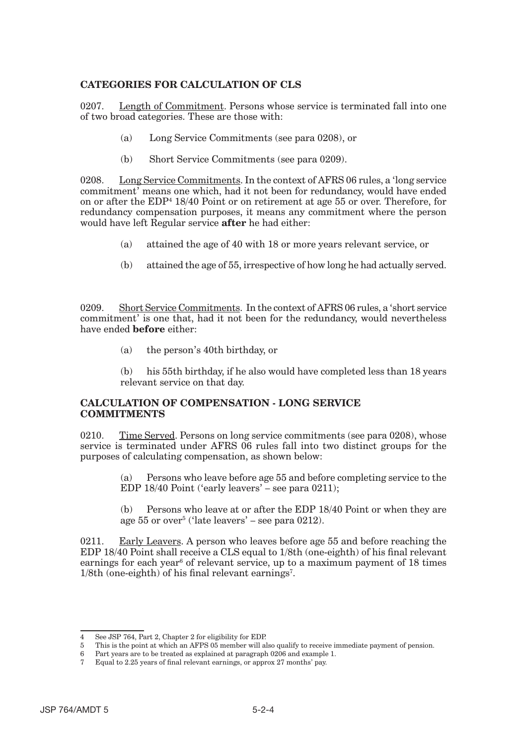## CATEGORIES FOR CALCULATION OF CLS

0207. Length of Commitment. Persons whose service is terminated fall into one of two broad categories. These are those with:

(a) Long Service Commitments (see para 0208), or

(b) Short Service Commitments (see para 0209).

0208. Long Service Commitments. In the context of AFRS 06 rules, a 'long service commitment' means one which, had it not been for redundancy, would have ended on or after the EDP[4] 18/40 Point or on retirement at age 55 or over. Therefore, for redundancy compensation purposes, it means any commitment where the person would have left Regular service **after** he had either:

(a) attained the age of 40 with 18 or more years relevant service, or

(b) attained the age of 55, irrespective of how long he had actually served.

0209. Short Service Commitments. In the context of AFRS 06 rules, a 'short service commitment' is one that, had it not been for the redundancy, would nevertheless have ended **before** either:

(a) the person's 40th birthday, or

(b) his 55th birthday, if he also would have completed less than 18 years relevant service on that day.

## CALCULATION OF COMPENSATION - LONG SERVICE COMMITMENTS

0210. Time Served. Persons on long service commitments (see para 0208), whose service is terminated under AFRS 06 rules fall into two distinct groups for the purposes of calculating compensation, as shown below:

(a) Persons who leave before age 55 and before completing service to the EDP 18/40 Point ('early leavers' – see para 0211);

(b) Persons who leave at or after the EDP 18/40 Point or when they are age 55 or over[5] ('late leavers' – see para 0212).

0211. Early Leavers. A person who leaves before age 55 and before reaching the EDP 18/40 Point shall receive a CLS equal to 1/8th (one-eighth) of his final relevant earnings for each year[6] of relevant service, up to a maximum payment of 18 times 1/8th (one-eighth) of his final relevant earnings[7].

---

4 See JSP 764, Part 2, Chapter 2 for eligibility for EDP.

5 This is the point at which an AFPS 05 member will also qualify to receive immediate payment of pension.

6 Part years are to be treated as explained at paragraph 0206 and example 1.

7 Equal to 2.25 years of final relevant earnings, or approx 27 months' pay.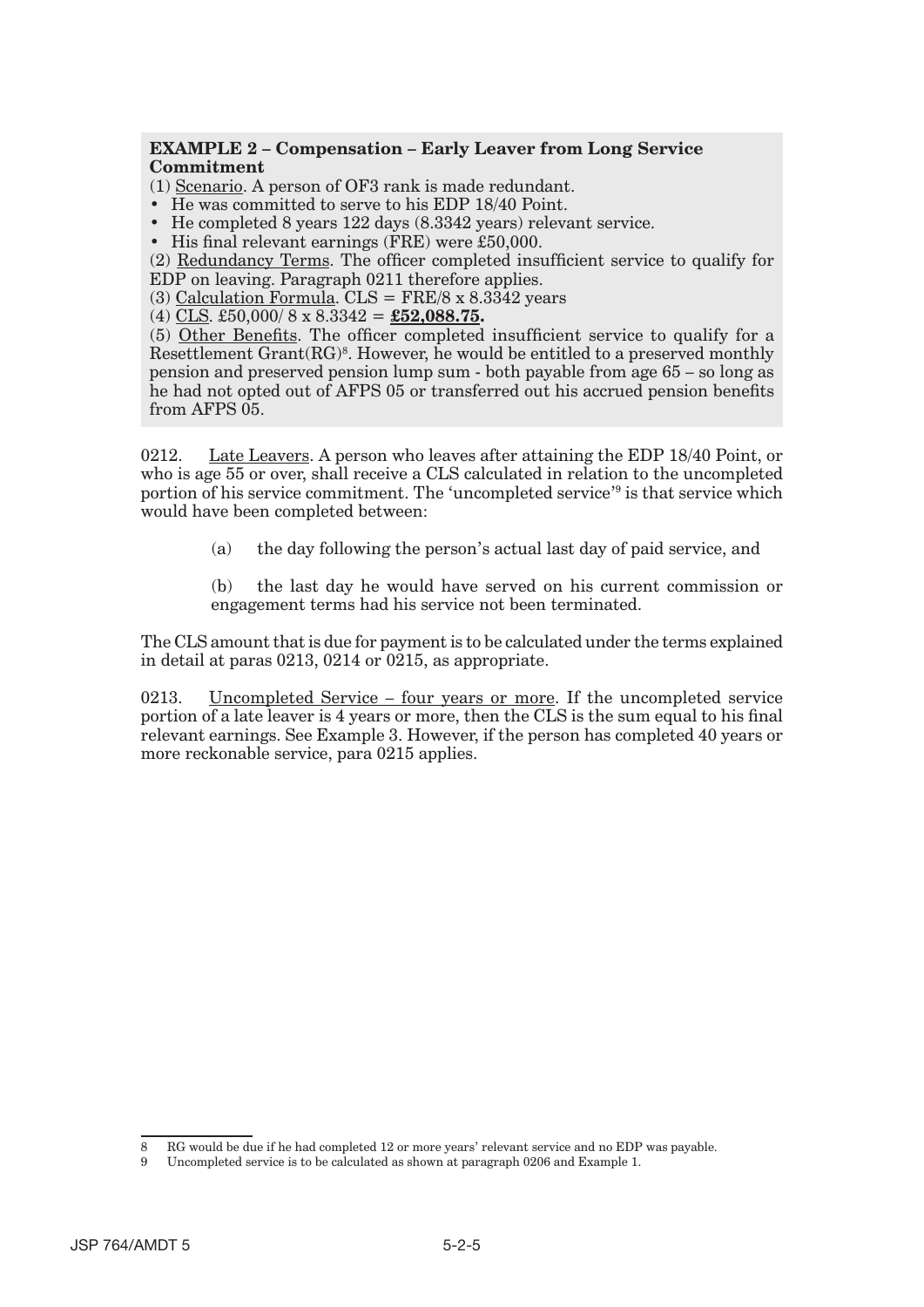**EXAMPLE 2 – Compensation – Early Leaver from Long Service Commitment**

(1) Scenario. A person of OF3 rank is made redundant.

- He was committed to serve to his EDP 18/40 Point.
- He completed 8 years 122 days (8.3342 years) relevant service.
- His final relevant earnings (FRE) were £50,000.

(2) Redundancy Terms. The officer completed insufficient service to qualify for EDP on leaving. Paragraph 0211 therefore applies.

(3) Calculation Formula. CLS = FRE/8 x 8.3342 years

(4) CLS. £50,000/ 8 x 8.3342 = **£52,088.75.**

(5) Other Benefits. The officer completed insufficient service to qualify for a Resettlement Grant(RG)[8]. However, he would be entitled to a preserved monthly pension and preserved pension lump sum - both payable from age 65 – so long as he had not opted out of AFPS 05 or transferred out his accrued pension benefits from AFPS 05.

0212. Late Leavers. A person who leaves after attaining the EDP 18/40 Point, or who is age 55 or over, shall receive a CLS calculated in relation to the uncompleted portion of his service commitment. The 'uncompleted service'[9] is that service which would have been completed between:

(a) the day following the person's actual last day of paid service, and

(b) the last day he would have served on his current commission or engagement terms had his service not been terminated.

The CLS amount that is due for payment is to be calculated under the terms explained in detail at paras 0213, 0214 or 0215, as appropriate.

0213. Uncompleted Service – four years or more. If the uncompleted service portion of a late leaver is 4 years or more, then the CLS is the sum equal to his final relevant earnings. See Example 3. However, if the person has completed 40 years or more reckonable service, para 0215 applies.

---

8 RG would be due if he had completed 12 or more years' relevant service and no EDP was payable.

9 Uncompleted service is to be calculated as shown at paragraph 0206 and Example 1.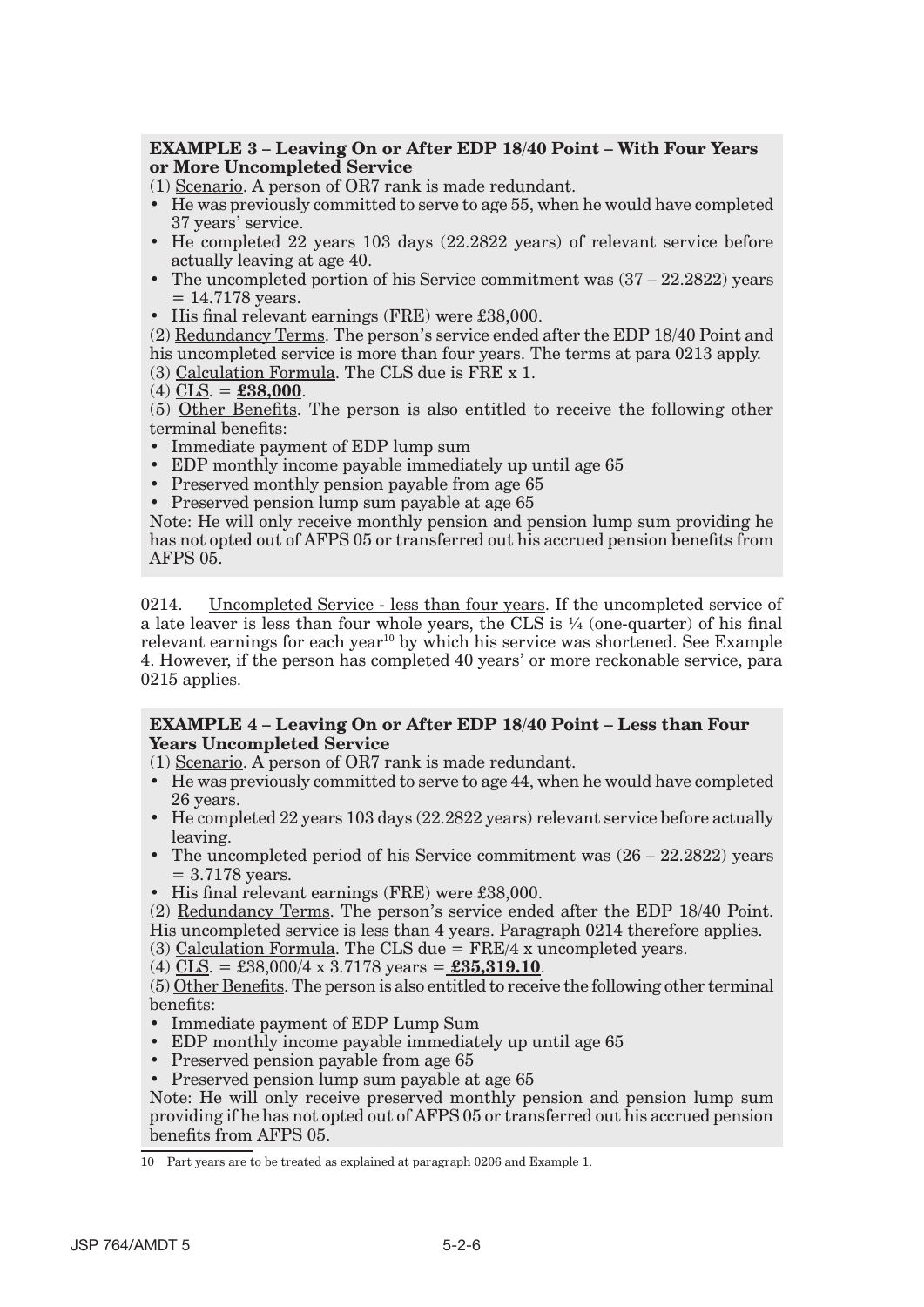**EXAMPLE 3 – Leaving On or After EDP 18/40 Point – With Four Years or More Uncompleted Service**

(1) Scenario. A person of OR7 rank is made redundant.

- He was previously committed to serve to age 55, when he would have completed 37 years' service.
- He completed 22 years 103 days (22.2822 years) of relevant service before actually leaving at age 40.
- The uncompleted portion of his Service commitment was (37 – 22.2822) years = 14.7178 years.
- His final relevant earnings (FRE) were £38,000.

(2) Redundancy Terms. The person's service ended after the EDP 18/40 Point and his uncompleted service is more than four years. The terms at para 0213 apply.

(3) Calculation Formula. The CLS due is FRE x 1.

(4) CLS. = **£38,000**.

(5) Other Benefits. The person is also entitled to receive the following other terminal benefits:

- Immediate payment of EDP lump sum
- EDP monthly income payable immediately up until age 65
- Preserved monthly pension payable from age 65
- Preserved pension lump sum payable at age 65

Note: He will only receive monthly pension and pension lump sum providing he has not opted out of AFPS 05 or transferred out his accrued pension benefits from AFPS 05.

0214. Uncompleted Service - less than four years. If the uncompleted service of a late leaver is less than four whole years, the CLS is ¼ (one-quarter) of his final relevant earnings for each year[10] by which his service was shortened. See Example 4. However, if the person has completed 40 years' or more reckonable service, para 0215 applies.

**EXAMPLE 4 – Leaving On or After EDP 18/40 Point – Less than Four Years Uncompleted Service**

(1) Scenario. A person of OR7 rank is made redundant.

- He was previously committed to serve to age 44, when he would have completed 26 years.
- He completed 22 years 103 days (22.2822 years) relevant service before actually leaving.
- The uncompleted period of his Service commitment was (26 – 22.2822) years = 3.7178 years.
- His final relevant earnings (FRE) were £38,000.

(2) Redundancy Terms. The person's service ended after the EDP 18/40 Point. His uncompleted service is less than 4 years. Paragraph 0214 therefore applies.

(3) Calculation Formula. The CLS due = FRE/4 x uncompleted years.

(4) CLS. = £38,000/4 x 3.7178 years = **£35,319.10**.

(5) Other Benefits. The person is also entitled to receive the following other terminal benefits:

- Immediate payment of EDP Lump Sum
- EDP monthly income payable immediately up until age 65
- Preserved pension payable from age 65
- Preserved pension lump sum payable at age 65

Note: He will only receive preserved monthly pension and pension lump sum providing if he has not opted out of AFPS 05 or transferred out his accrued pension benefits from AFPS 05.

---

10 Part years are to be treated as explained at paragraph 0206 and Example 1.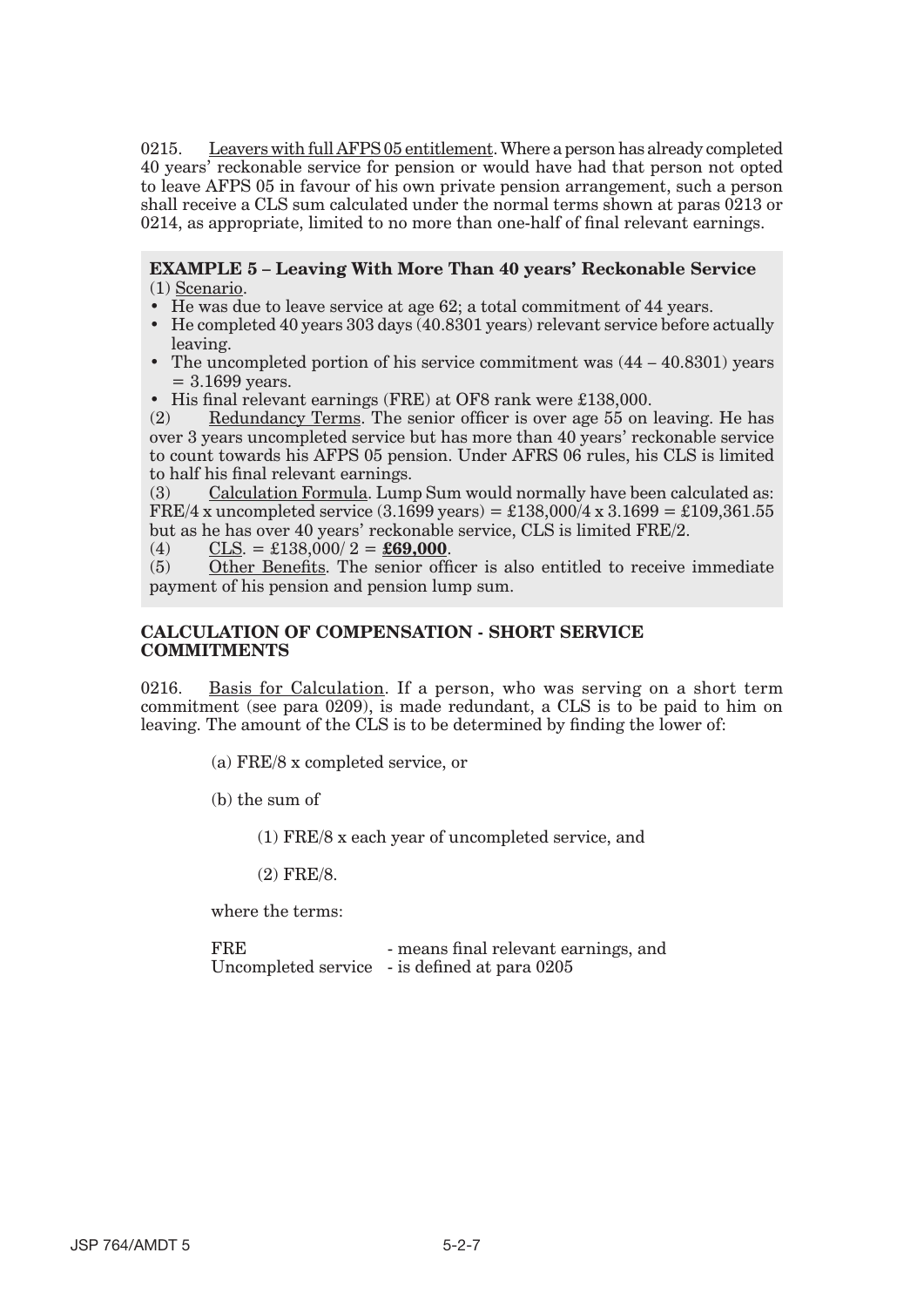0215. Leavers with full AFPS 05 entitlement. Where a person has already completed 40 years' reckonable service for pension or would have had that person not opted to leave AFPS 05 in favour of his own private pension arrangement, such a person shall receive a CLS sum calculated under the normal terms shown at paras 0213 or 0214, as appropriate, limited to no more than one-half of final relevant earnings.

**EXAMPLE 5 – Leaving With More Than 40 years' Reckonable Service**

(1) Scenario.

- He was due to leave service at age 62; a total commitment of 44 years.
- He completed 40 years 303 days (40.8301 years) relevant service before actually leaving.
- The uncompleted portion of his service commitment was (44 – 40.8301) years = 3.1699 years.
- His final relevant earnings (FRE) at OF8 rank were £138,000.

(2) Redundancy Terms. The senior officer is over age 55 on leaving. He has over 3 years uncompleted service but has more than 40 years' reckonable service to count towards his AFPS 05 pension. Under AFRS 06 rules, his CLS is limited to half his final relevant earnings.

(3) Calculation Formula. Lump Sum would normally have been calculated as: FRE/4 x uncompleted service (3.1699 years) = £138,000/4 x 3.1699 = £109,361.55 but as he has over 40 years' reckonable service, CLS is limited FRE/2.

(4) CLS. = £138,000/ 2 = **£69,000**.

(5) Other Benefits. The senior officer is also entitled to receive immediate payment of his pension and pension lump sum.

## CALCULATION OF COMPENSATION - SHORT SERVICE COMMITMENTS

0216. Basis for Calculation. If a person, who was serving on a short term commitment (see para 0209), is made redundant, a CLS is to be paid to him on leaving. The amount of the CLS is to be determined by finding the lower of:

(a) FRE/8 x completed service, or

(b) the sum of

(1) FRE/8 x each year of uncompleted service, and

(2) FRE/8.

where the terms:

FRE - means final relevant earnings, and
Uncompleted service - is defined at para 0205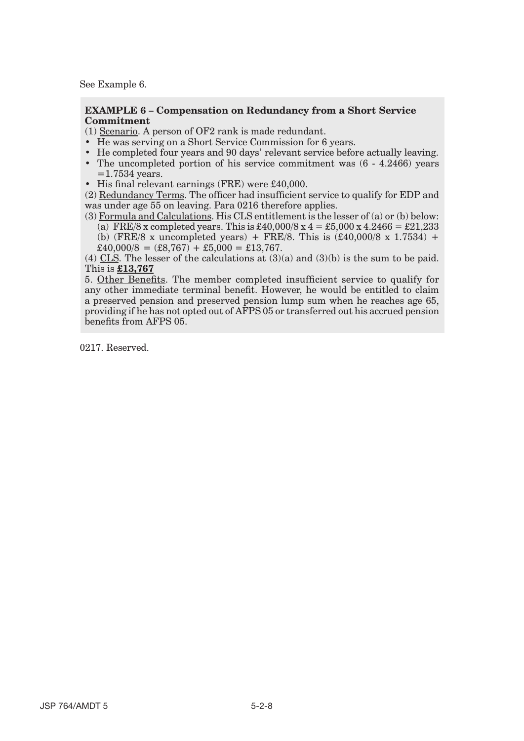See Example 6.

**EXAMPLE 6 – Compensation on Redundancy from a Short Service Commitment**

(1) Scenario. A person of OF2 rank is made redundant.

- He was serving on a Short Service Commission for 6 years.
- He completed four years and 90 days' relevant service before actually leaving.
- The uncompleted portion of his service commitment was (6 - 4.2466) years =1.7534 years.
- His final relevant earnings (FRE) were £40,000.

(2) Redundancy Terms. The officer had insufficient service to qualify for EDP and was under age 55 on leaving. Para 0216 therefore applies.

(3) Formula and Calculations. His CLS entitlement is the lesser of (a) or (b) below:

(a) FRE/8 x completed years. This is £40,000/8 x 4 = £5,000 x 4.2466 = £21,233

(b) (FRE/8 x uncompleted years) + FRE/8. This is (£40,000/8 x 1.7534) + £40,000/8 = (£8,767) + £5,000 = £13,767.

(4) CLS. The lesser of the calculations at (3)(a) and (3)(b) is the sum to be paid. This is **£13,767**

5. Other Benefits. The member completed insufficient service to qualify for any other immediate terminal benefit. However, he would be entitled to claim a preserved pension and preserved pension lump sum when he reaches age 65, providing if he has not opted out of AFPS 05 or transferred out his accrued pension benefits from AFPS 05.

0217. Reserved.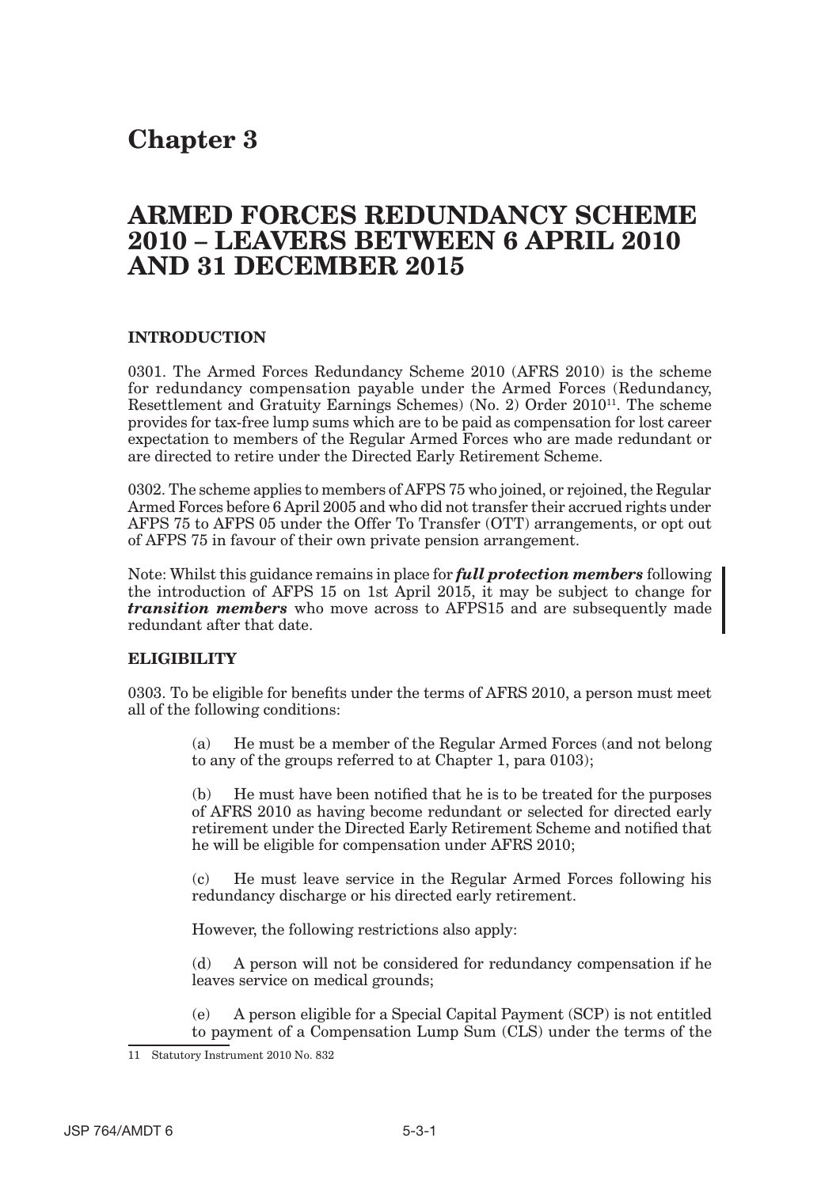# Chapter 3

# ARMED FORCES REDUNDANCY SCHEME 2010 – LEAVERS BETWEEN 6 APRIL 2010 AND 31 DECEMBER 2015

### INTRODUCTION

0301. The Armed Forces Redundancy Scheme 2010 (AFRS 2010) is the scheme for redundancy compensation payable under the Armed Forces (Redundancy, Resettlement and Gratuity Earnings Schemes) (No. 2) Order 2010[11]. The scheme provides for tax-free lump sums which are to be paid as compensation for lost career expectation to members of the Regular Armed Forces who are made redundant or are directed to retire under the Directed Early Retirement Scheme.

0302. The scheme applies to members of AFPS 75 who joined, or rejoined, the Regular Armed Forces before 6 April 2005 and who did not transfer their accrued rights under AFPS 75 to AFPS 05 under the Offer To Transfer (OTT) arrangements, or opt out of AFPS 75 in favour of their own private pension arrangement.

Note: Whilst this guidance remains in place for ***full protection members*** following the introduction of AFPS 15 on 1st April 2015, it may be subject to change for ***transition members*** who move across to AFPS15 and are subsequently made redundant after that date.

### ELIGIBILITY

0303. To be eligible for benefits under the terms of AFRS 2010, a person must meet all of the following conditions:

(a) He must be a member of the Regular Armed Forces (and not belong to any of the groups referred to at Chapter 1, para 0103);

(b) He must have been notified that he is to be treated for the purposes of AFRS 2010 as having become redundant or selected for directed early retirement under the Directed Early Retirement Scheme and notified that he will be eligible for compensation under AFRS 2010;

(c) He must leave service in the Regular Armed Forces following his redundancy discharge or his directed early retirement.

However, the following restrictions also apply:

(d) A person will not be considered for redundancy compensation if he leaves service on medical grounds;

(e) A person eligible for a Special Capital Payment (SCP) is not entitled to payment of a Compensation Lump Sum (CLS) under the terms of the

---

11 Statutory Instrument 2010 No. 832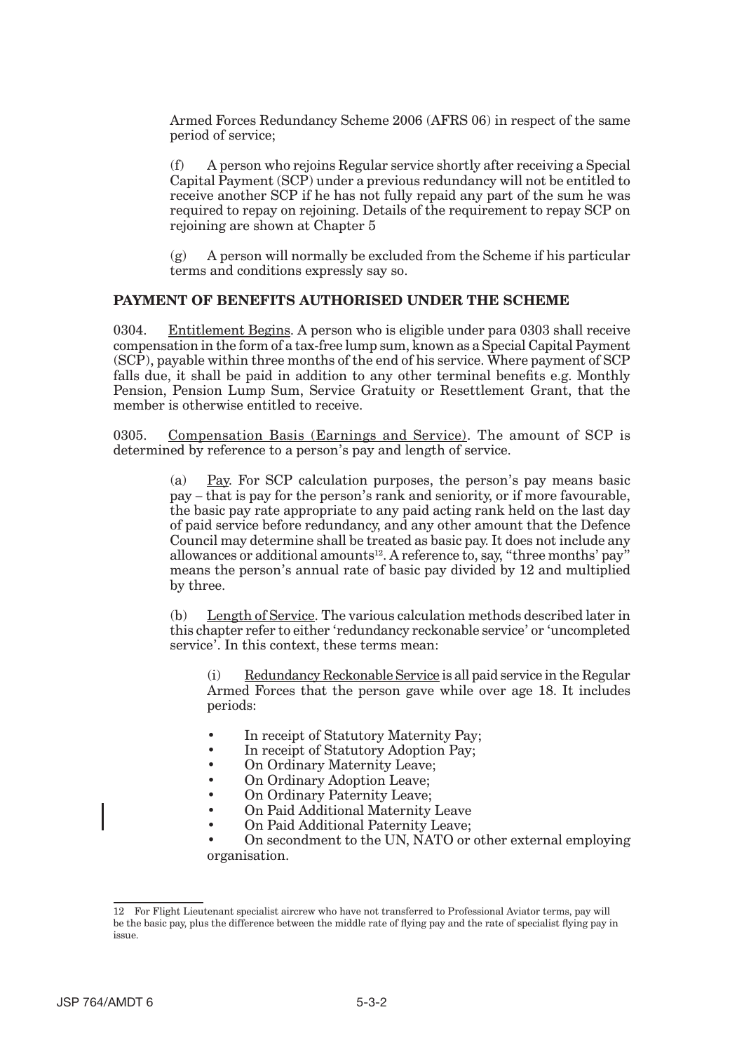Armed Forces Redundancy Scheme 2006 (AFRS 06) in respect of the same period of service;

(f) A person who rejoins Regular service shortly after receiving a Special Capital Payment (SCP) under a previous redundancy will not be entitled to receive another SCP if he has not fully repaid any part of the sum he was required to repay on rejoining. Details of the requirement to repay SCP on rejoining are shown at Chapter 5

(g) A person will normally be excluded from the Scheme if his particular terms and conditions expressly say so.

## PAYMENT OF BENEFITS AUTHORISED UNDER THE SCHEME

0304. Entitlement Begins. A person who is eligible under para 0303 shall receive compensation in the form of a tax-free lump sum, known as a Special Capital Payment (SCP), payable within three months of the end of his service. Where payment of SCP falls due, it shall be paid in addition to any other terminal benefits e.g. Monthly Pension, Pension Lump Sum, Service Gratuity or Resettlement Grant, that the member is otherwise entitled to receive.

0305. Compensation Basis (Earnings and Service). The amount of SCP is determined by reference to a person's pay and length of service.

(a) Pay. For SCP calculation purposes, the person's pay means basic pay – that is pay for the person's rank and seniority, or if more favourable, the basic pay rate appropriate to any paid acting rank held on the last day of paid service before redundancy, and any other amount that the Defence Council may determine shall be treated as basic pay. It does not include any allowances or additional amounts[12]. A reference to, say, "three months' pay" means the person's annual rate of basic pay divided by 12 and multiplied by three.

(b) Length of Service. The various calculation methods described later in this chapter refer to either 'redundancy reckonable service' or 'uncompleted service'. In this context, these terms mean:

(i) Redundancy Reckonable Service is all paid service in the Regular Armed Forces that the person gave while over age 18. It includes periods:

- In receipt of Statutory Maternity Pay;
- In receipt of Statutory Adoption Pay;
- On Ordinary Maternity Leave;
- On Ordinary Adoption Leave;
- On Ordinary Paternity Leave;
- On Paid Additional Maternity Leave
- On Paid Additional Paternity Leave;
- On secondment to the UN, NATO or other external employing organisation.

12 For Flight Lieutenant specialist aircrew who have not transferred to Professional Aviator terms, pay will be the basic pay, plus the difference between the middle rate of flying pay and the rate of specialist flying pay in issue.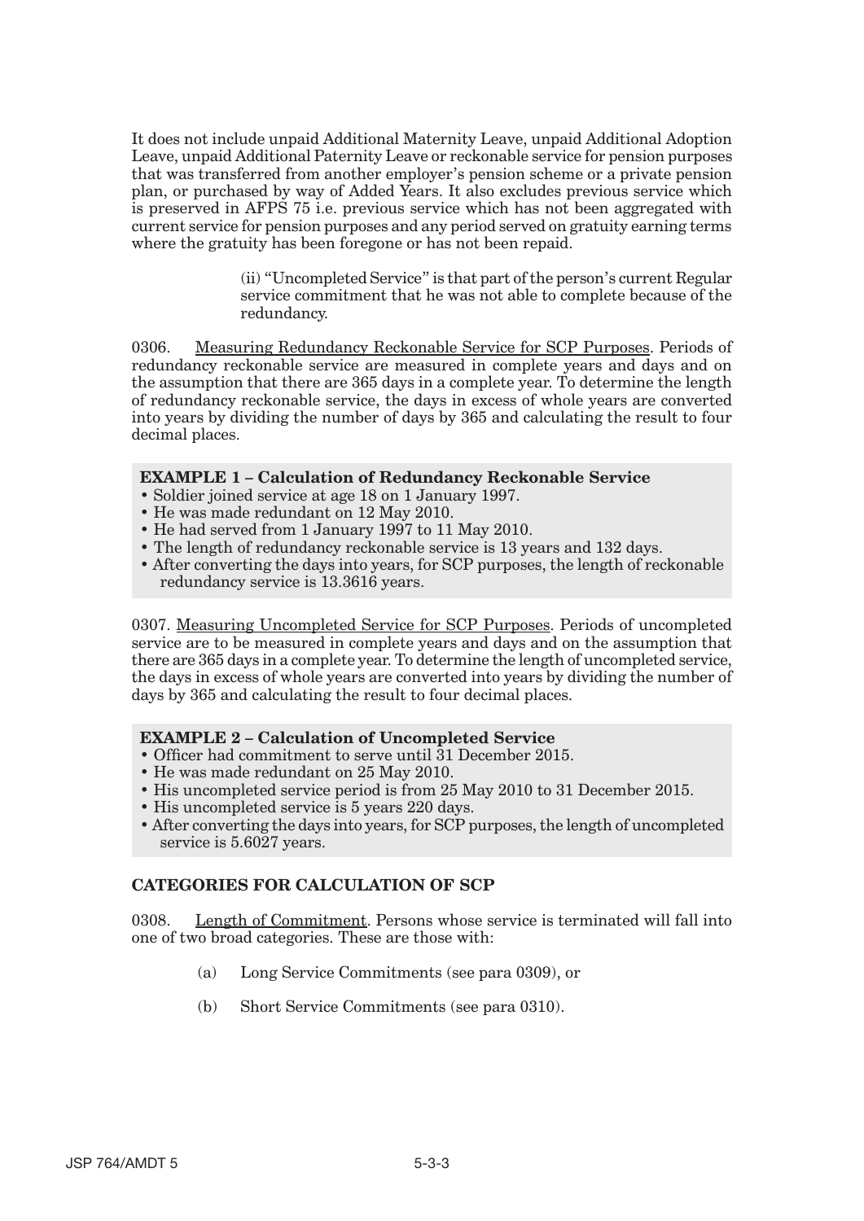It does not include unpaid Additional Maternity Leave, unpaid Additional Adoption Leave, unpaid Additional Paternity Leave or reckonable service for pension purposes that was transferred from another employer's pension scheme or a private pension plan, or purchased by way of Added Years. It also excludes previous service which is preserved in AFPS 75 i.e. previous service which has not been aggregated with current service for pension purposes and any period served on gratuity earning terms where the gratuity has been foregone or has not been repaid.

(ii) "Uncompleted Service" is that part of the person's current Regular service commitment that he was not able to complete because of the redundancy.

0306. Measuring Redundancy Reckonable Service for SCP Purposes. Periods of redundancy reckonable service are measured in complete years and days and on the assumption that there are 365 days in a complete year. To determine the length of redundancy reckonable service, the days in excess of whole years are converted into years by dividing the number of days by 365 and calculating the result to four decimal places.

**EXAMPLE 1 – Calculation of Redundancy Reckonable Service**

- Soldier joined service at age 18 on 1 January 1997.
- He was made redundant on 12 May 2010.
- He had served from 1 January 1997 to 11 May 2010.
- The length of redundancy reckonable service is 13 years and 132 days.
- After converting the days into years, for SCP purposes, the length of reckonable redundancy service is 13.3616 years.

0307. Measuring Uncompleted Service for SCP Purposes. Periods of uncompleted service are to be measured in complete years and days and on the assumption that there are 365 days in a complete year. To determine the length of uncompleted service, the days in excess of whole years are converted into years by dividing the number of days by 365 and calculating the result to four decimal places.

**EXAMPLE 2 – Calculation of Uncompleted Service**

- Officer had commitment to serve until 31 December 2015.
- He was made redundant on 25 May 2010.
- His uncompleted service period is from 25 May 2010 to 31 December 2015.
- His uncompleted service is 5 years 220 days.
- After converting the days into years, for SCP purposes, the length of uncompleted service is 5.6027 years.

**CATEGORIES FOR CALCULATION OF SCP**

0308. Length of Commitment. Persons whose service is terminated will fall into one of two broad categories. These are those with:

(a) Long Service Commitments (see para 0309), or

(b) Short Service Commitments (see para 0310).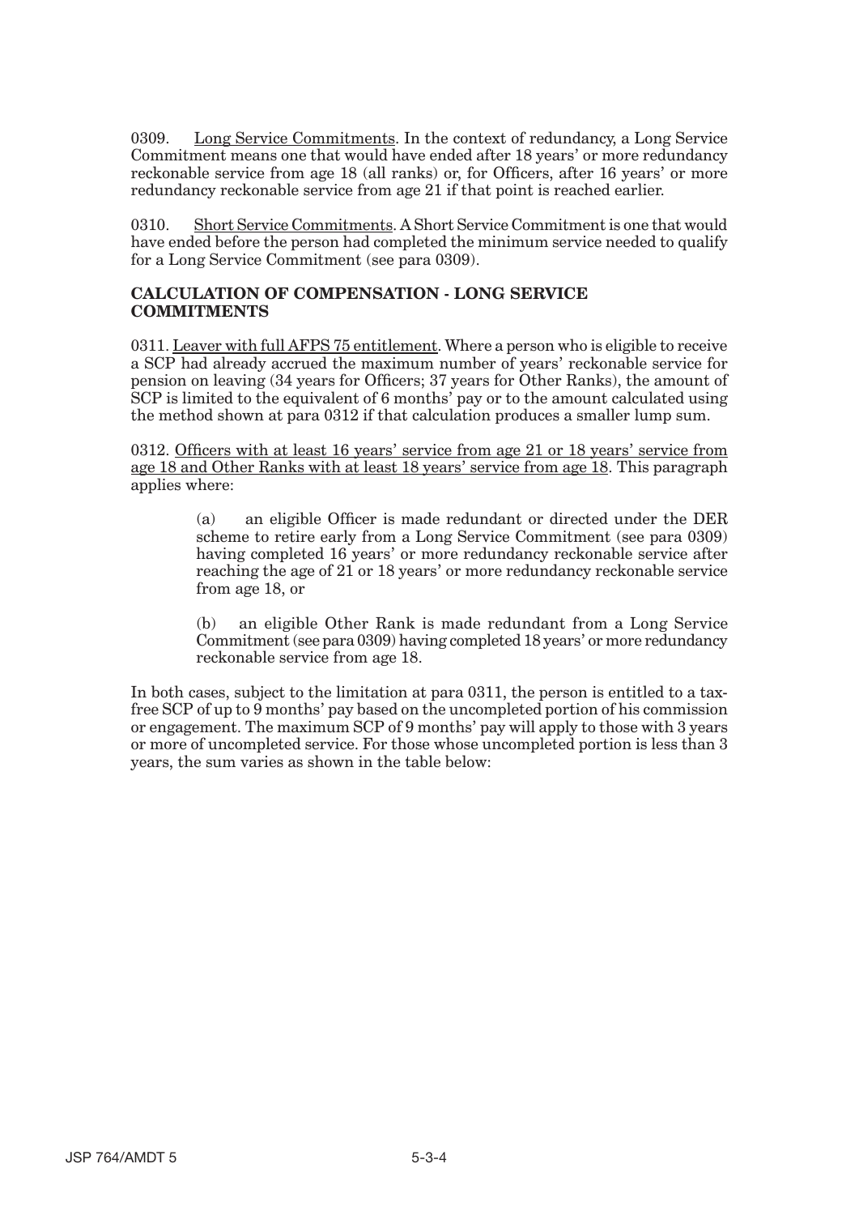0309. Long Service Commitments. In the context of redundancy, a Long Service Commitment means one that would have ended after 18 years' or more redundancy reckonable service from age 18 (all ranks) or, for Officers, after 16 years' or more redundancy reckonable service from age 21 if that point is reached earlier.

0310. Short Service Commitments. A Short Service Commitment is one that would have ended before the person had completed the minimum service needed to qualify for a Long Service Commitment (see para 0309).

**CALCULATION OF COMPENSATION - LONG SERVICE COMMITMENTS**

0311. Leaver with full AFPS 75 entitlement. Where a person who is eligible to receive a SCP had already accrued the maximum number of years' reckonable service for pension on leaving (34 years for Officers; 37 years for Other Ranks), the amount of SCP is limited to the equivalent of 6 months' pay or to the amount calculated using the method shown at para 0312 if that calculation produces a smaller lump sum.

0312. Officers with at least 16 years' service from age 21 or 18 years' service from age 18 and Other Ranks with at least 18 years' service from age 18. This paragraph applies where:

(a) an eligible Officer is made redundant or directed under the DER scheme to retire early from a Long Service Commitment (see para 0309) having completed 16 years' or more redundancy reckonable service after reaching the age of 21 or 18 years' or more redundancy reckonable service from age 18, or

(b) an eligible Other Rank is made redundant from a Long Service Commitment (see para 0309) having completed 18 years' or more redundancy reckonable service from age 18.

In both cases, subject to the limitation at para 0311, the person is entitled to a tax-free SCP of up to 9 months' pay based on the uncompleted portion of his commission or engagement. The maximum SCP of 9 months' pay will apply to those with 3 years or more of uncompleted service. For those whose uncompleted portion is less than 3 years, the sum varies as shown in the table below: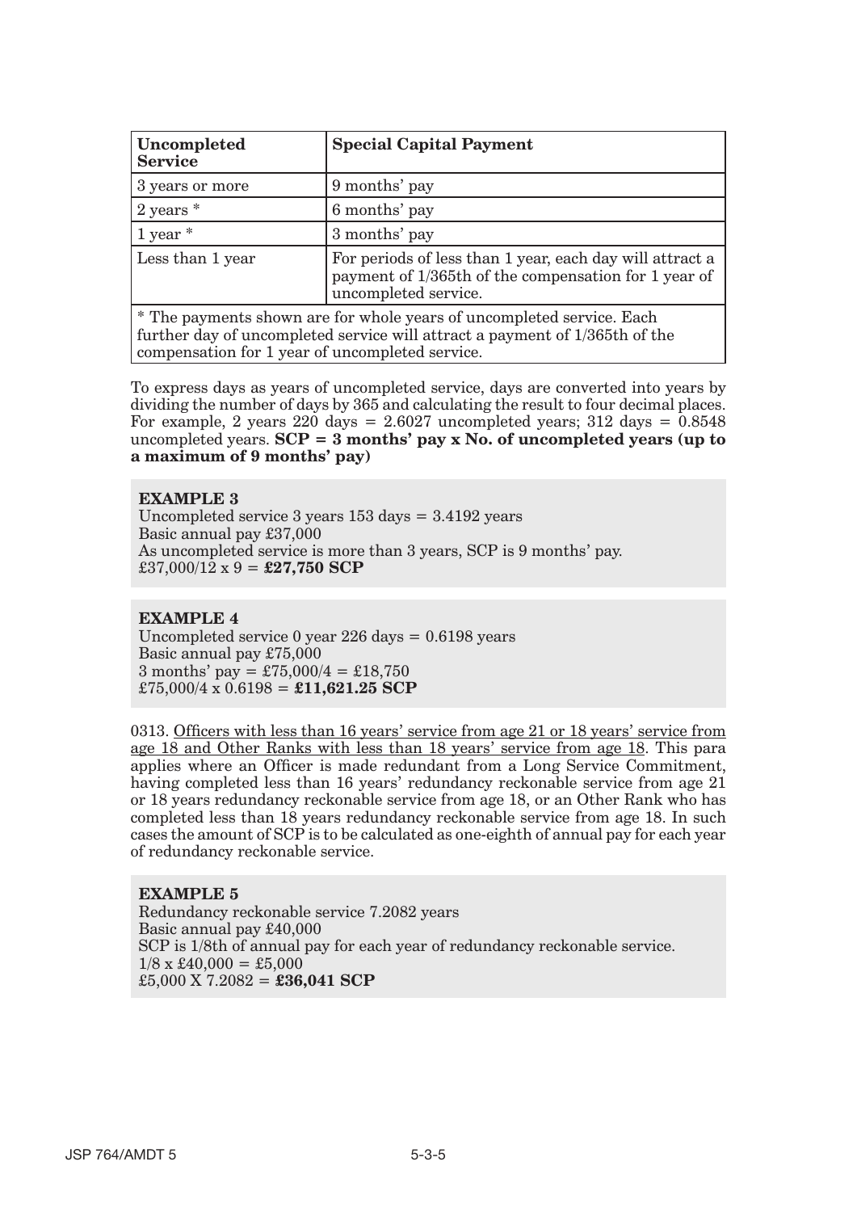| Uncompleted Service | Special Capital Payment |
| --- | --- |
| 3 years or more | 9 months' pay |
| 2 years * | 6 months' pay |
| 1 year * | 3 months' pay |
| Less than 1 year | For periods of less than 1 year, each day will attract a payment of 1/365th of the compensation for 1 year of uncompleted service. |
| * The payments shown are for whole years of uncompleted service. Each further day of uncompleted service will attract a payment of 1/365th of the compensation for 1 year of uncompleted service. | |

To express days as years of uncompleted service, days are converted into years by dividing the number of days by 365 and calculating the result to four decimal places. For example, 2 years 220 days = 2.6027 uncompleted years; 312 days = 0.8548 uncompleted years. **SCP = 3 months' pay x No. of uncompleted years (up to a maximum of 9 months' pay)**

**EXAMPLE 3**
Uncompleted service 3 years 153 days = 3.4192 years
Basic annual pay £37,000
As uncompleted service is more than 3 years, SCP is 9 months' pay.
£37,000/12 x 9 = **£27,750 SCP**

**EXAMPLE 4**
Uncompleted service 0 year 226 days = 0.6198 years
Basic annual pay £75,000
3 months' pay = £75,000/4 = £18,750
£75,000/4 x 0.6198 = **£11,621.25 SCP**

0313. Officers with less than 16 years' service from age 21 or 18 years' service from age 18 and Other Ranks with less than 18 years' service from age 18. This para applies where an Officer is made redundant from a Long Service Commitment, having completed less than 16 years' redundancy reckonable service from age 21 or 18 years redundancy reckonable service from age 18, or an Other Rank who has completed less than 18 years redundancy reckonable service from age 18. In such cases the amount of SCP is to be calculated as one-eighth of annual pay for each year of redundancy reckonable service.

**EXAMPLE 5**
Redundancy reckonable service 7.2082 years
Basic annual pay £40,000
SCP is 1/8th of annual pay for each year of redundancy reckonable service.
1/8 x £40,000 = £5,000
£5,000 X 7.2082 = **£36,041 SCP**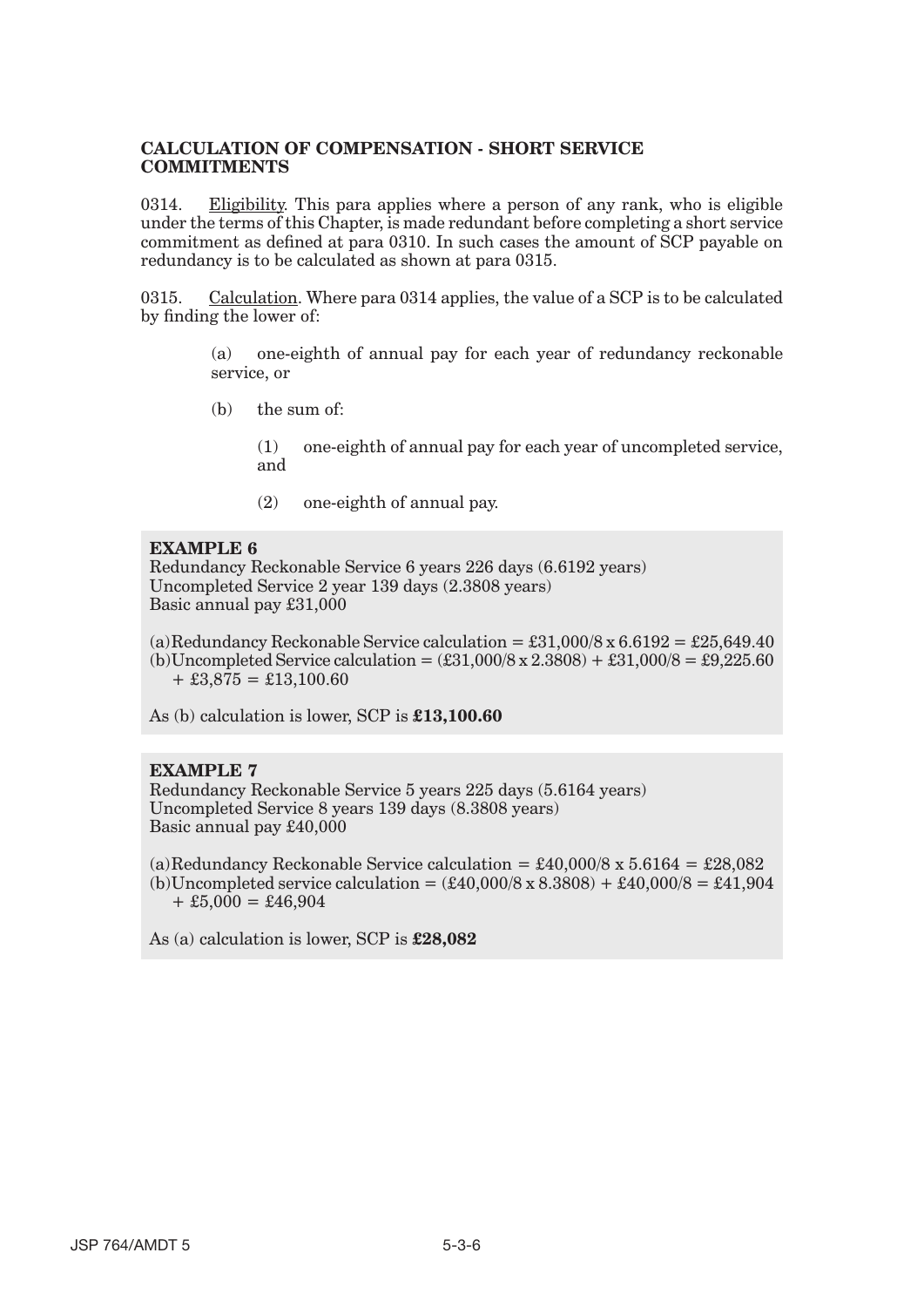## CALCULATION OF COMPENSATION - SHORT SERVICE COMMITMENTS

0314. Eligibility. This para applies where a person of any rank, who is eligible under the terms of this Chapter, is made redundant before completing a short service commitment as defined at para 0310. In such cases the amount of SCP payable on redundancy is to be calculated as shown at para 0315.

0315. Calculation. Where para 0314 applies, the value of a SCP is to be calculated by finding the lower of:

(a) one-eighth of annual pay for each year of redundancy reckonable service, or

(b) the sum of:

(1) one-eighth of annual pay for each year of uncompleted service, and

(2) one-eighth of annual pay.

**EXAMPLE 6**
Redundancy Reckonable Service 6 years 226 days (6.6192 years)
Uncompleted Service 2 year 139 days (2.3808 years)
Basic annual pay £31,000

(a)Redundancy Reckonable Service calculation = £31,000/8 x 6.6192 = £25,649.40
(b)Uncompleted Service calculation = (£31,000/8 x 2.3808) + £31,000/8 = £9,225.60 + £3,875 = £13,100.60

As (b) calculation is lower, SCP is **£13,100.60**

**EXAMPLE 7**
Redundancy Reckonable Service 5 years 225 days (5.6164 years)
Uncompleted Service 8 years 139 days (8.3808 years)
Basic annual pay £40,000

(a)Redundancy Reckonable Service calculation = £40,000/8 x 5.6164 = £28,082
(b)Uncompleted service calculation = (£40,000/8 x 8.3808) + £40,000/8 = £41,904 + £5,000 = £46,904

As (a) calculation is lower, SCP is **£28,082**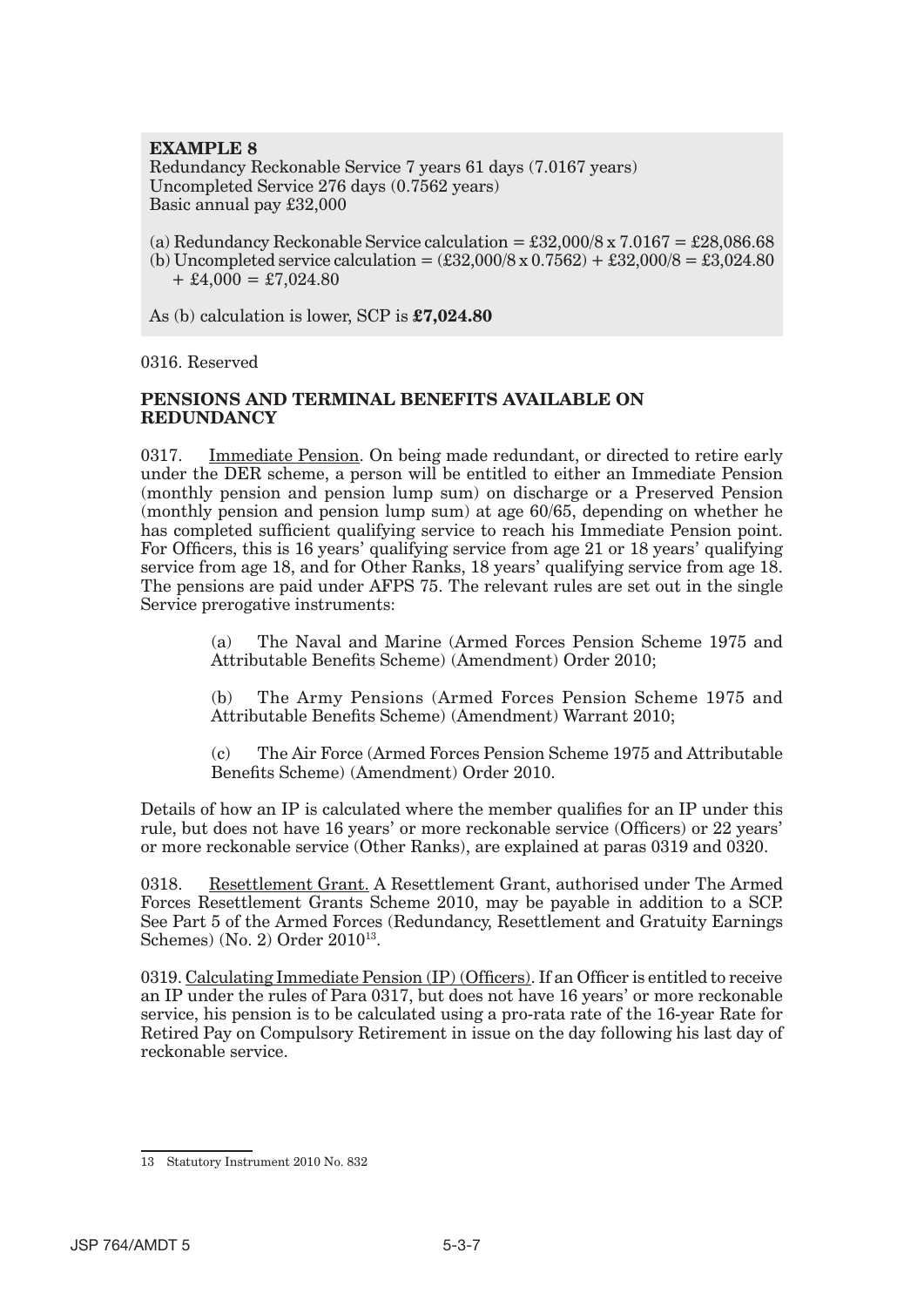**EXAMPLE 8**

Redundancy Reckonable Service 7 years 61 days (7.0167 years)
Uncompleted Service 276 days (0.7562 years)
Basic annual pay £32,000

(a) Redundancy Reckonable Service calculation = £32,000/8 x 7.0167 = £28,086.68
(b) Uncompleted service calculation = (£32,000/8 x 0.7562) + £32,000/8 = £3,024.80 + £4,000 = £7,024.80

As (b) calculation is lower, SCP is **£7,024.80**

0316. Reserved

## PENSIONS AND TERMINAL BENEFITS AVAILABLE ON REDUNDANCY

0317. Immediate Pension. On being made redundant, or directed to retire early under the DER scheme, a person will be entitled to either an Immediate Pension (monthly pension and pension lump sum) on discharge or a Preserved Pension (monthly pension and pension lump sum) at age 60/65, depending on whether he has completed sufficient qualifying service to reach his Immediate Pension point. For Officers, this is 16 years' qualifying service from age 21 or 18 years' qualifying service from age 18, and for Other Ranks, 18 years' qualifying service from age 18. The pensions are paid under AFPS 75. The relevant rules are set out in the single Service prerogative instruments:

(a) The Naval and Marine (Armed Forces Pension Scheme 1975 and Attributable Benefits Scheme) (Amendment) Order 2010;

(b) The Army Pensions (Armed Forces Pension Scheme 1975 and Attributable Benefits Scheme) (Amendment) Warrant 2010;

(c) The Air Force (Armed Forces Pension Scheme 1975 and Attributable Benefits Scheme) (Amendment) Order 2010.

Details of how an IP is calculated where the member qualifies for an IP under this rule, but does not have 16 years' or more reckonable service (Officers) or 22 years' or more reckonable service (Other Ranks), are explained at paras 0319 and 0320.

0318. Resettlement Grant. A Resettlement Grant, authorised under The Armed Forces Resettlement Grants Scheme 2010, may be payable in addition to a SCP. See Part 5 of the Armed Forces (Redundancy, Resettlement and Gratuity Earnings Schemes) (No. 2) Order 2010[13].

0319. Calculating Immediate Pension (IP) (Officers). If an Officer is entitled to receive an IP under the rules of Para 0317, but does not have 16 years' or more reckonable service, his pension is to be calculated using a pro-rata rate of the 16-year Rate for Retired Pay on Compulsory Retirement in issue on the day following his last day of reckonable service.

---

13 Statutory Instrument 2010 No. 832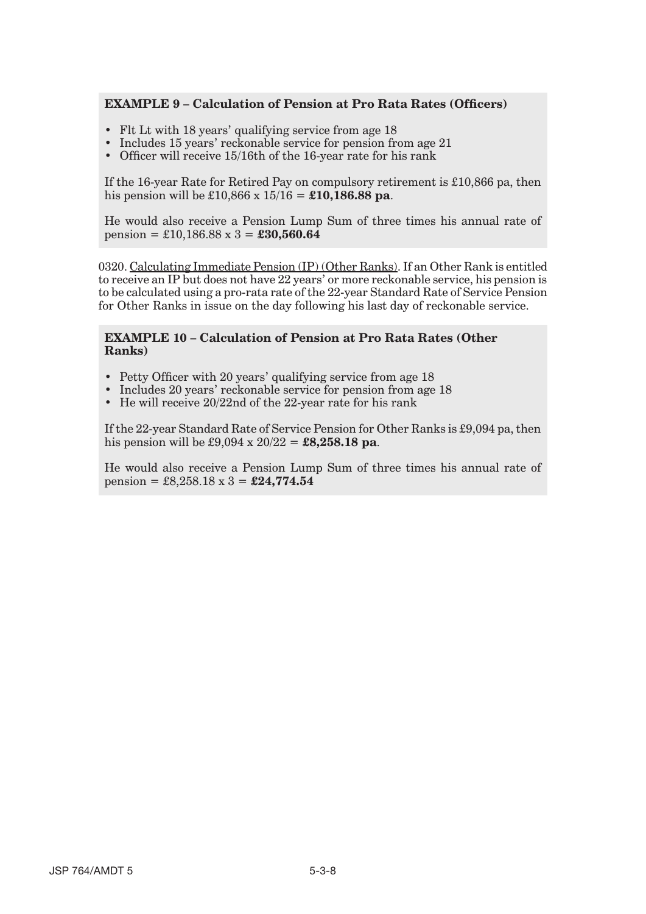**EXAMPLE 9 – Calculation of Pension at Pro Rata Rates (Officers)**

- Flt Lt with 18 years' qualifying service from age 18
- Includes 15 years' reckonable service for pension from age 21
- Officer will receive 15/16th of the 16-year rate for his rank

If the 16-year Rate for Retired Pay on compulsory retirement is £10,866 pa, then his pension will be £10,866 x 15/16 = **£10,186.88 pa**.

He would also receive a Pension Lump Sum of three times his annual rate of pension = £10,186.88 x 3 = **£30,560.64**

0320. Calculating Immediate Pension (IP) (Other Ranks). If an Other Rank is entitled to receive an IP but does not have 22 years' or more reckonable service, his pension is to be calculated using a pro-rata rate of the 22-year Standard Rate of Service Pension for Other Ranks in issue on the day following his last day of reckonable service.

**EXAMPLE 10 – Calculation of Pension at Pro Rata Rates (Other Ranks)**

- Petty Officer with 20 years' qualifying service from age 18
- Includes 20 years' reckonable service for pension from age 18
- He will receive 20/22nd of the 22-year rate for his rank

If the 22-year Standard Rate of Service Pension for Other Ranks is £9,094 pa, then his pension will be £9,094 x 20/22 = **£8,258.18 pa**.

He would also receive a Pension Lump Sum of three times his annual rate of pension = £8,258.18 x 3 = **£24,774.54**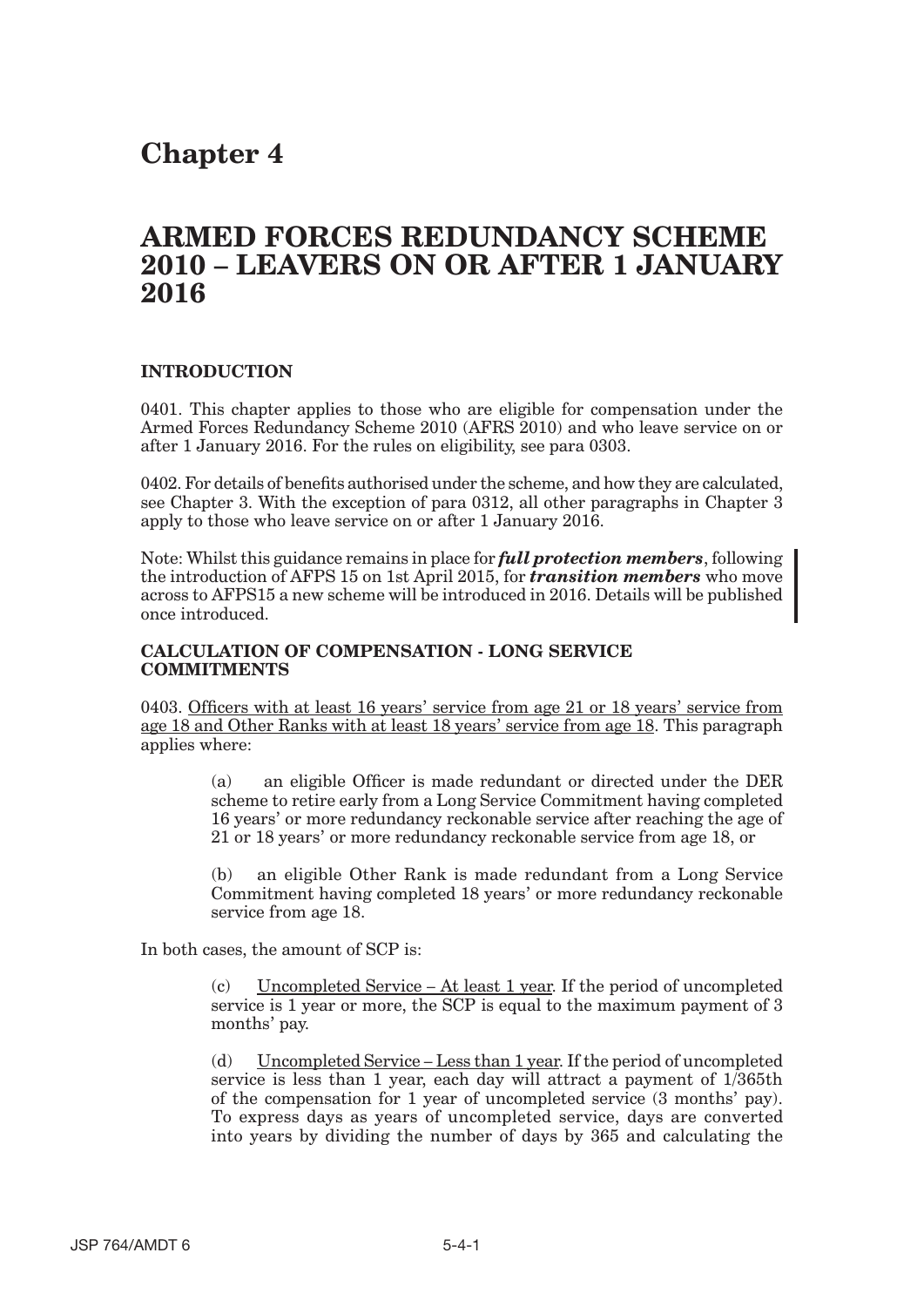# Chapter 4

# ARMED FORCES REDUNDANCY SCHEME 2010 – LEAVERS ON OR AFTER 1 JANUARY 2016

### INTRODUCTION

0401. This chapter applies to those who are eligible for compensation under the Armed Forces Redundancy Scheme 2010 (AFRS 2010) and who leave service on or after 1 January 2016. For the rules on eligibility, see para 0303.

0402. For details of benefits authorised under the scheme, and how they are calculated, see Chapter 3. With the exception of para 0312, all other paragraphs in Chapter 3 apply to those who leave service on or after 1 January 2016.

Note: Whilst this guidance remains in place for ***full protection members***, following the introduction of AFPS 15 on 1st April 2015, for ***transition members*** who move across to AFPS15 a new scheme will be introduced in 2016. Details will be published once introduced.

### CALCULATION OF COMPENSATION - LONG SERVICE COMMITMENTS

0403. Officers with at least 16 years' service from age 21 or 18 years' service from age 18 and Other Ranks with at least 18 years' service from age 18. This paragraph applies where:

> (a) an eligible Officer is made redundant or directed under the DER scheme to retire early from a Long Service Commitment having completed 16 years' or more redundancy reckonable service after reaching the age of 21 or 18 years' or more redundancy reckonable service from age 18, or
>
> (b) an eligible Other Rank is made redundant from a Long Service Commitment having completed 18 years' or more redundancy reckonable service from age 18.

In both cases, the amount of SCP is:

> (c) Uncompleted Service – At least 1 year. If the period of uncompleted service is 1 year or more, the SCP is equal to the maximum payment of 3 months' pay.
>
> (d) Uncompleted Service – Less than 1 year. If the period of uncompleted service is less than 1 year, each day will attract a payment of 1/365th of the compensation for 1 year of uncompleted service (3 months' pay). To express days as years of uncompleted service, days are converted into years by dividing the number of days by 365 and calculating the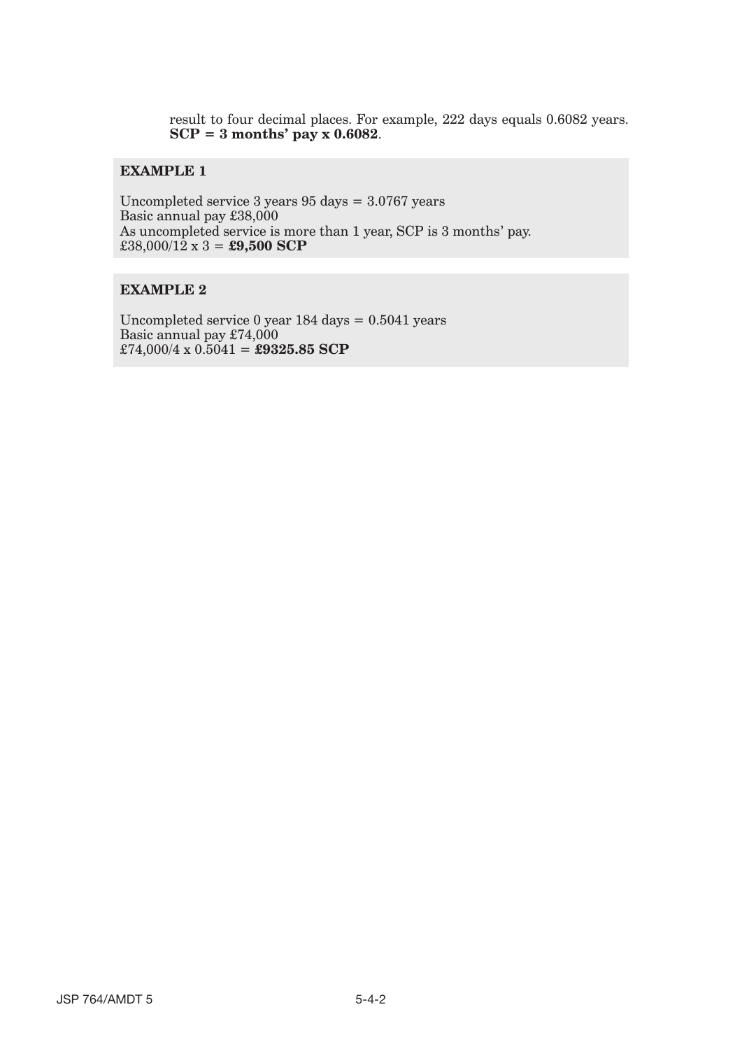result to four decimal places. For example, 222 days equals 0.6082 years. **SCP = 3 months' pay x 0.6082**.

**EXAMPLE 1**

Uncompleted service 3 years 95 days = 3.0767 years
Basic annual pay £38,000
As uncompleted service is more than 1 year, SCP is 3 months' pay.
£38,000/12 x 3 = **£9,500 SCP**

**EXAMPLE 2**

Uncompleted service 0 year 184 days = 0.5041 years
Basic annual pay £74,000
£74,000/4 x 0.5041 = **£9325.85 SCP**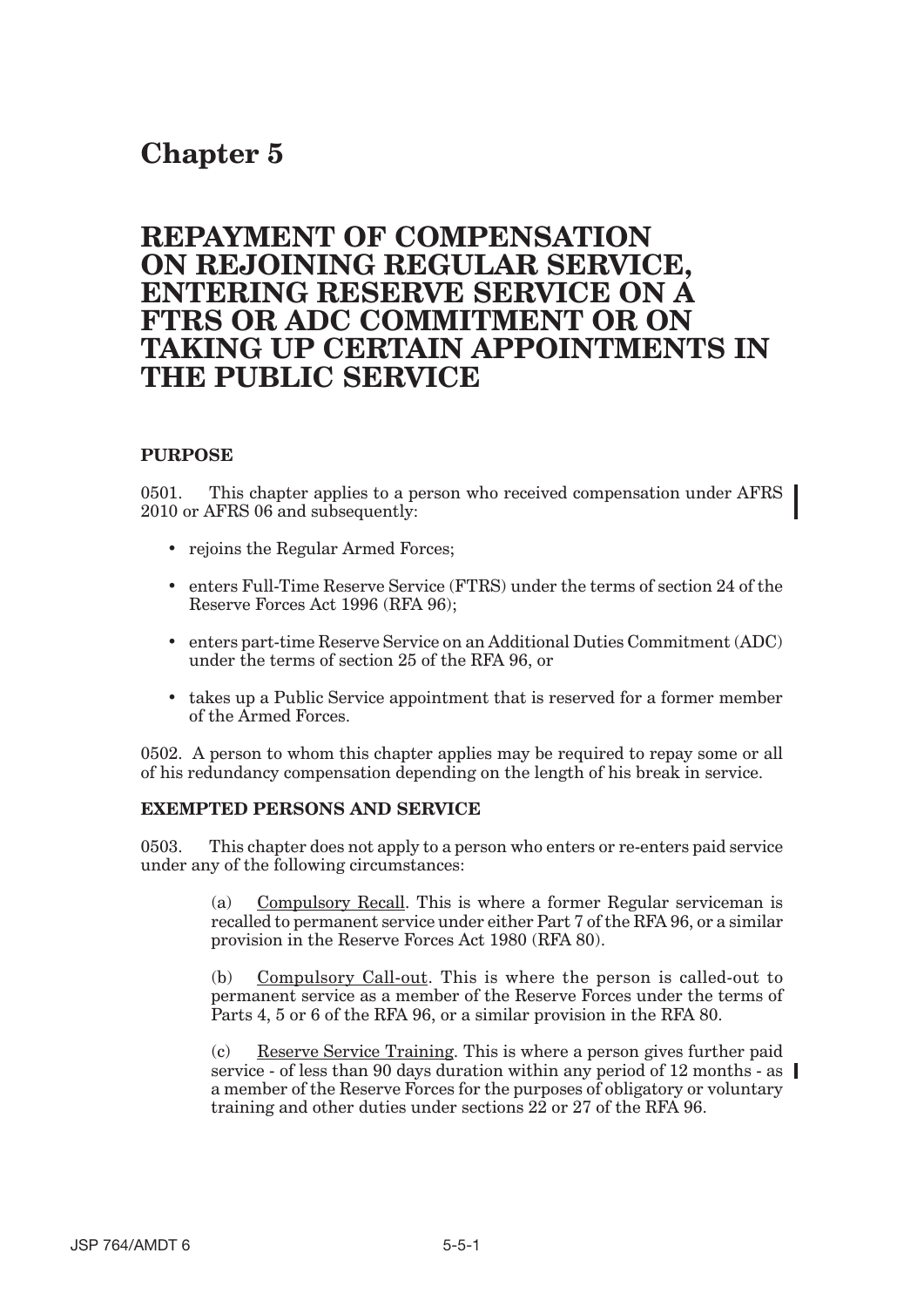# Chapter 5

# REPAYMENT OF COMPENSATION ON REJOINING REGULAR SERVICE, ENTERING RESERVE SERVICE ON A FTRS OR ADC COMMITMENT OR ON TAKING UP CERTAIN APPOINTMENTS IN THE PUBLIC SERVICE

### PURPOSE

0501. This chapter applies to a person who received compensation under AFRS 2010 or AFRS 06 and subsequently:

- rejoins the Regular Armed Forces;
- enters Full-Time Reserve Service (FTRS) under the terms of section 24 of the Reserve Forces Act 1996 (RFA 96);
- enters part-time Reserve Service on an Additional Duties Commitment (ADC) under the terms of section 25 of the RFA 96, or
- takes up a Public Service appointment that is reserved for a former member of the Armed Forces.

0502. A person to whom this chapter applies may be required to repay some or all of his redundancy compensation depending on the length of his break in service.

### EXEMPTED PERSONS AND SERVICE

0503. This chapter does not apply to a person who enters or re-enters paid service under any of the following circumstances:

(a) Compulsory Recall. This is where a former Regular serviceman is recalled to permanent service under either Part 7 of the RFA 96, or a similar provision in the Reserve Forces Act 1980 (RFA 80).

(b) Compulsory Call-out. This is where the person is called-out to permanent service as a member of the Reserve Forces under the terms of Parts 4, 5 or 6 of the RFA 96, or a similar provision in the RFA 80.

(c) Reserve Service Training. This is where a person gives further paid service - of less than 90 days duration within any period of 12 months - as a member of the Reserve Forces for the purposes of obligatory or voluntary training and other duties under sections 22 or 27 of the RFA 96.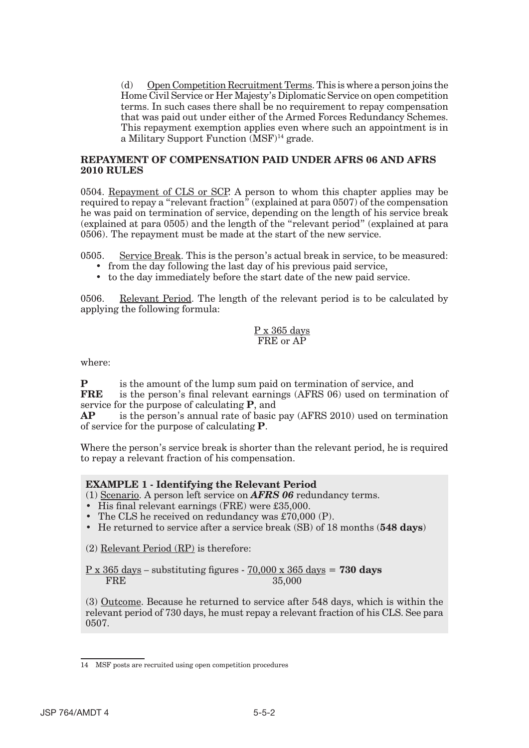(d) Open Competition Recruitment Terms. This is where a person joins the Home Civil Service or Her Majesty's Diplomatic Service on open competition terms. In such cases there shall be no requirement to repay compensation that was paid out under either of the Armed Forces Redundancy Schemes. This repayment exemption applies even where such an appointment is in a Military Support Function (MSF)[14] grade.

## REPAYMENT OF COMPENSATION PAID UNDER AFRS 06 AND AFRS 2010 RULES

0504. Repayment of CLS or SCP. A person to whom this chapter applies may be required to repay a "relevant fraction" (explained at para 0507) of the compensation he was paid on termination of service, depending on the length of his service break (explained at para 0505) and the length of the "relevant period" (explained at para 0506). The repayment must be made at the start of the new service.

0505. Service Break. This is the person's actual break in service, to be measured:

- from the day following the last day of his previous paid service,
- to the day immediately before the start date of the new paid service.

0506. Relevant Period. The length of the relevant period is to be calculated by applying the following formula:

$$\frac{P \times 365 \text{ days}}{\text{FRE or AP}}$$

where:

**P** is the amount of the lump sum paid on termination of service, and
**FRE** is the person's final relevant earnings (AFRS 06) used on termination of service for the purpose of calculating **P**, and
**AP** is the person's annual rate of basic pay (AFRS 2010) used on termination of service for the purpose of calculating **P**.

Where the person's service break is shorter than the relevant period, he is required to repay a relevant fraction of his compensation.

**EXAMPLE 1 - Identifying the Relevant Period**

(1) Scenario. A person left service on ***AFRS 06*** redundancy terms.

- His final relevant earnings (FRE) were £35,000.
- The CLS he received on redundancy was £70,000 (P).
- He returned to service after a service break (SB) of 18 months (**548 days**)

(2) Relevant Period (RP) is therefore:

$$\frac{P \times 365 \text{ days}}{\text{FRE}} \text{ – substituting figures - } \frac{70{,}000 \times 365 \text{ days}}{35{,}000} = \textbf{730 days}$$

(3) Outcome. Because he returned to service after 548 days, which is within the relevant period of 730 days, he must repay a relevant fraction of his CLS. See para 0507.

[14] MSF posts are recruited using open competition procedures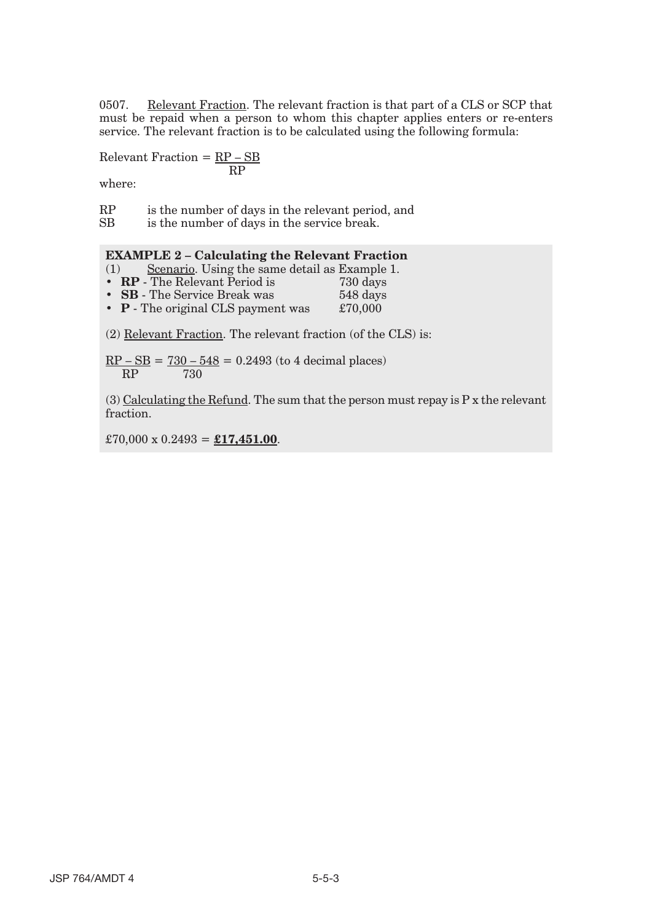0507. Relevant Fraction. The relevant fraction is that part of a CLS or SCP that must be repaid when a person to whom this chapter applies enters or re-enters service. The relevant fraction is to be calculated using the following formula:

$$\text{Relevant Fraction} = \frac{RP - SB}{RP}$$

where:

RP is the number of days in the relevant period, and
SB is the number of days in the service break.

**EXAMPLE 2 – Calculating the Relevant Fraction**

(1) Scenario. Using the same detail as Example 1.

- **RP** - The Relevant Period is 730 days
- **SB** - The Service Break was 548 days
- **P** - The original CLS payment was £70,000

(2) Relevant Fraction. The relevant fraction (of the CLS) is:

$$\frac{RP - SB}{RP} = \frac{730 - 548}{730} = 0.2493 \text{ (to 4 decimal places)}$$

(3) Calculating the Refund. The sum that the person must repay is P x the relevant fraction.

£70,000 x 0.2493 = **£17,451.00**.